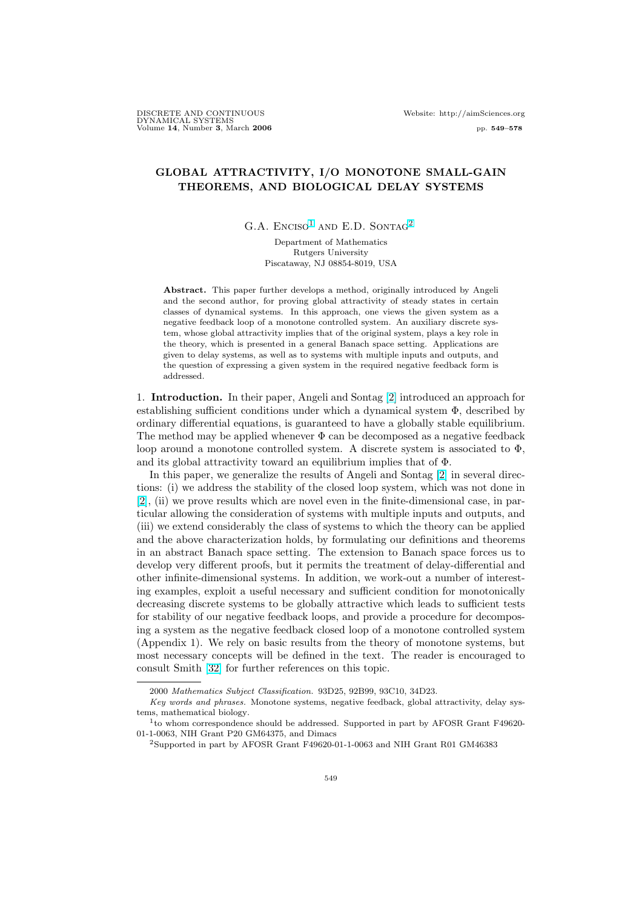# GLOBAL ATTRACTIVITY, I/O MONOTONE SMALL-GAIN THEOREMS, AND BIOLOGICAL DELAY SYSTEMS

G.A. Enciso[1] and E.D. Sontag[2]

Department of Mathematics
Rutgers University
Piscataway, NJ 08854-8019, USA

**Abstract.** This paper further develops a method, originally introduced by Angeli and the second author, for proving global attractivity of steady states in certain classes of dynamical systems. In this approach, one views the given system as a negative feedback loop of a monotone controlled system. An auxiliary discrete system, whose global attractivity implies that of the original system, plays a key role in the theory, which is presented in a general Banach space setting. Applications are given to delay systems, as well as to systems with multiple inputs and outputs, and the question of expressing a given system in the required negative feedback form is addressed.

1. **Introduction.** In their paper, Angeli and Sontag [2] introduced an approach for establishing sufficient conditions under which a dynamical system $\Phi$, described by ordinary differential equations, is guaranteed to have a globally stable equilibrium. The method may be applied whenever $\Phi$ can be decomposed as a negative feedback loop around a monotone controlled system. A discrete system is associated to $\Phi$, and its global attractivity toward an equilibrium implies that of $\Phi$.

In this paper, we generalize the results of Angeli and Sontag [2] in several directions: (i) we address the stability of the closed loop system, which was not done in [2], (ii) we prove results which are novel even in the finite-dimensional case, in particular allowing the consideration of systems with multiple inputs and outputs, and (iii) we extend considerably the class of systems to which the theory can be applied and the above characterization holds, by formulating our definitions and theorems in an abstract Banach space setting. The extension to Banach space forces us to develop very different proofs, but it permits the treatment of delay-differential and other infinite-dimensional systems. In addition, we work-out a number of interesting examples, exploit a useful necessary and sufficient condition for monotonically decreasing discrete systems to be globally attractive which leads to sufficient tests for stability of our negative feedback loops, and provide a procedure for decomposing a system as the negative feedback closed loop of a monotone controlled system (Appendix 1). We rely on basic results from the theory of monotone systems, but most necessary concepts will be defined in the text. The reader is encouraged to consult Smith [32] for further references on this topic.

2000 *Mathematics Subject Classification.* 93D25, 92B99, 93C10, 34D23.

*Key words and phrases.* Monotone systems, negative feedback, global attractivity, delay systems, mathematical biology.

[1]to whom correspondence should be addressed. Supported in part by AFOSR Grant F49620-01-1-0063, NIH Grant P20 GM64375, and Dimacs

[2]Supported in part by AFOSR Grant F49620-01-1-0063 and NIH Grant R01 GM46383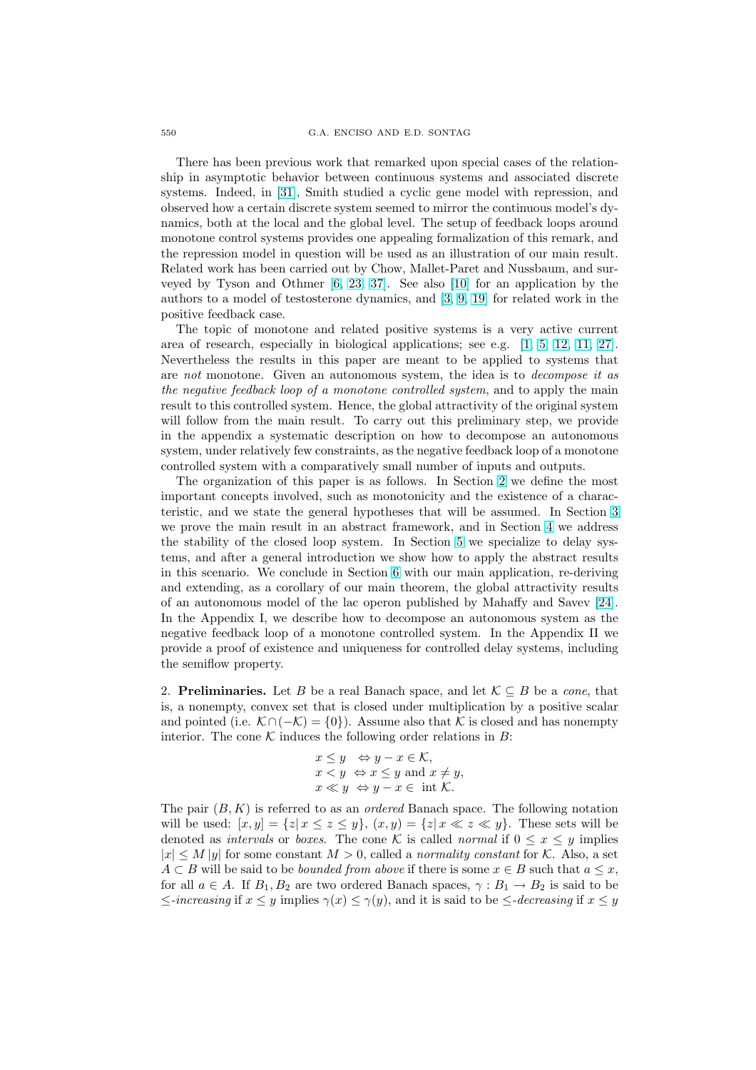There has been previous work that remarked upon special cases of the relationship in asymptotic behavior between continuous systems and associated discrete systems. Indeed, in [31], Smith studied a cyclic gene model with repression, and observed how a certain discrete system seemed to mirror the continuous model's dynamics, both at the local and the global level. The setup of feedback loops around monotone control systems provides one appealing formalization of this remark, and the repression model in question will be used as an illustration of our main result. Related work has been carried out by Chow, Mallet-Paret and Nussbaum, and surveyed by Tyson and Othmer [6, 23, 37]. See also [10] for an application by the authors to a model of testosterone dynamics, and [3, 9, 19] for related work in the positive feedback case.

The topic of monotone and related positive systems is a very active current area of research, especially in biological applications; see e.g. [1, 5, 12, 11, 27]. Nevertheless the results in this paper are meant to be applied to systems that are *not* monotone. Given an autonomous system, the idea is to *decompose it as the negative feedback loop of a monotone controlled system*, and to apply the main result to this controlled system. Hence, the global attractivity of the original system will follow from the main result. To carry out this preliminary step, we provide in the appendix a systematic description on how to decompose an autonomous system, under relatively few constraints, as the negative feedback loop of a monotone controlled system with a comparatively small number of inputs and outputs.

The organization of this paper is as follows. In Section 2 we define the most important concepts involved, such as monotonicity and the existence of a characteristic, and we state the general hypotheses that will be assumed. In Section 3 we prove the main result in an abstract framework, and in Section 4 we address the stability of the closed loop system. In Section 5 we specialize to delay systems, and after a general introduction we show how to apply the abstract results in this scenario. We conclude in Section 6 with our main application, re-deriving and extending, as a corollary of our main theorem, the global attractivity results of an autonomous model of the lac operon published by Mahaffy and Savev [24]. In the Appendix I, we describe how to decompose an autonomous system as the negative feedback loop of a monotone controlled system. In the Appendix II we provide a proof of existence and uniqueness for controlled delay systems, including the semiflow property.

## 2. Preliminaries.

Let $B$ be a real Banach space, and let $\mathcal{K} \subseteq B$ be a *cone*, that is, a nonempty, convex set that is closed under multiplication by a positive scalar and pointed (i.e. $\mathcal{K} \cap (-\mathcal{K}) = \{0\}$). Assume also that $\mathcal{K}$ is closed and has nonempty interior. The cone $\mathcal{K}$ induces the following order relations in $B$:

$$
\begin{aligned}
x \leq y &\Leftrightarrow y - x \in \mathcal{K}, \\
x < y &\Leftrightarrow x \leq y \text{ and } x \neq y, \\
x \ll y &\Leftrightarrow y - x \in \text{ int } \mathcal{K}.
\end{aligned}
$$

The pair $(B, K)$ is referred to as an *ordered* Banach space. The following notation will be used: $[x, y] = \{z | \, x \leq z \leq y\}$, $(x, y) = \{z | \, x \ll z \ll y\}$. These sets will be denoted as *intervals* or *boxes*. The cone $\mathcal{K}$ is called *normal* if $0 \leq x \leq y$ implies $|x| \leq M \, |y|$ for some constant $M > 0$, called a *normality constant* for $\mathcal{K}$. Also, a set $A \subset B$ will be said to be *bounded from above* if there is some $x \in B$ such that $a \leq x$, for all $a \in A$. If $B_1, B_2$ are two ordered Banach spaces, $\gamma : B_1 \rightarrow B_2$ is said to be $\leq$*-increasing* if $x \leq y$ implies $\gamma(x) \leq \gamma(y)$, and it is said to be $\leq$*-decreasing* if $x \leq y$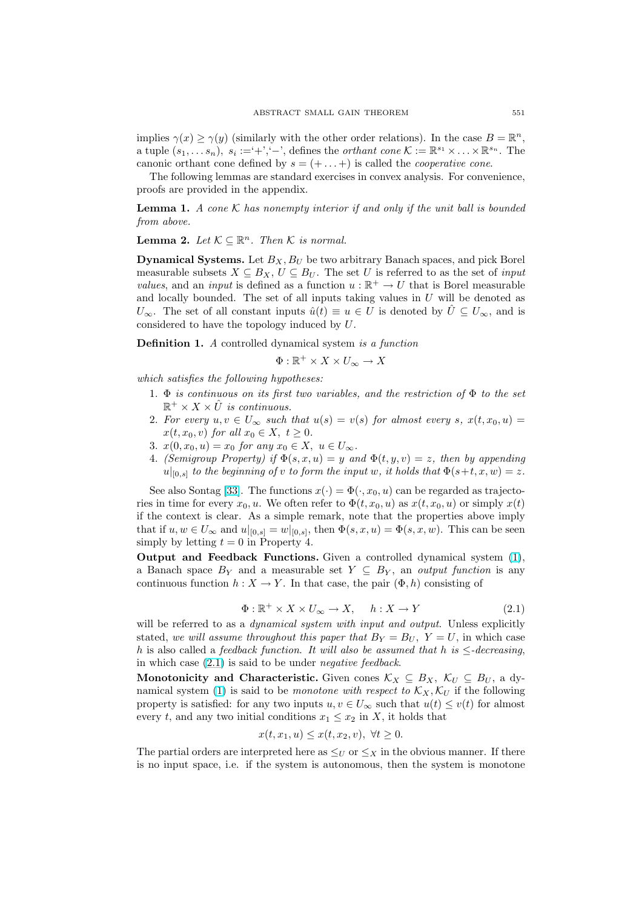implies $\gamma(x) \geq \gamma(y)$ (similarly with the other order relations). In the case $B = \mathbb{R}^n$, a tuple $(s_1, \ldots s_n)$, $s_i :=$'+','−', defines the *orthant cone* $\mathcal{K} := \mathbb{R}^{s_1} \times \ldots \times \mathbb{R}^{s_n}$. The canonic orthant cone defined by $s = (+ \ldots +)$ is called the *cooperative cone*.

The following lemmas are standard exercises in convex analysis. For convenience, proofs are provided in the appendix.

**Lemma 1.** *A cone $\mathcal{K}$ has nonempty interior if and only if the unit ball is bounded from above.*

**Lemma 2.** *Let $\mathcal{K} \subseteq \mathbb{R}^n$. Then $\mathcal{K}$ is normal.*

**Dynamical Systems.** Let $B_X, B_U$ be two arbitrary Banach spaces, and pick Borel measurable subsets $X \subseteq B_X$, $U \subseteq B_U$. The set $U$ is referred to as the set of *input values*, and an *input* is defined as a function $u : \mathbb{R}^+ \to U$ that is Borel measurable and locally bounded. The set of all inputs taking values in $U$ will be denoted as $U_\infty$. The set of all constant inputs $\hat{u}(t) \equiv u \in U$ is denoted by $\hat{U} \subseteq U_\infty$, and is considered to have the topology induced by $U$.

**Definition 1.** *A* controlled dynamical system *is a function*

$$\Phi : \mathbb{R}^+ \times X \times U_\infty \to X$$

*which satisfies the following hypotheses:*

1. *$\Phi$ is continuous on its first two variables, and the restriction of $\Phi$ to the set $\mathbb{R}^+ \times X \times \hat{U}$ is continuous.*
2. *For every $u, v \in U_\infty$ such that $u(s) = v(s)$ for almost every $s$, $x(t, x_0, u) = x(t, x_0, v)$ for all $x_0 \in X$, $t \geq 0$.*
3. *$x(0, x_0, u) = x_0$ for any $x_0 \in X$, $u \in U_\infty$.*
4. *(Semigroup Property) if $\Phi(s, x, u) = y$ and $\Phi(t, y, v) = z$, then by appending $u|_{[0,s]}$ to the beginning of $v$ to form the input $w$, it holds that $\Phi(s+t, x, w) = z$.*

See also Sontag [33]. The functions $x(\cdot) = \Phi(\cdot, x_0, u)$ can be regarded as trajectories in time for every $x_0, u$. We often refer to $\Phi(t, x_0, u)$ as $x(t, x_0, u)$ or simply $x(t)$ if the context is clear. As a simple remark, note that the properties above imply that if $u, w \in U_\infty$ and $u|_{[0,s]} = w|_{[0,s]}$, then $\Phi(s, x, u) = \Phi(s, x, w)$. This can be seen simply by letting $t = 0$ in Property 4.

**Output and Feedback Functions.** Given a controlled dynamical system (1), a Banach space $B_Y$ and a measurable set $Y \subseteq B_Y$, an *output function* is any continuous function $h : X \to Y$. In that case, the pair $(\Phi, h)$ consisting of

$$\Phi : \mathbb{R}^+ \times X \times U_\infty \to X, \qquad h : X \to Y \tag{2.1}$$

will be referred to as a *dynamical system with input and output*. Unless explicitly stated, *we will assume throughout this paper that* $B_Y = B_U$, $Y = U$, in which case $h$ is also called a *feedback function*. *It will also be assumed that $h$ is $\leq$-decreasing*, in which case (2.1) is said to be under *negative feedback*.

**Monotonicity and Characteristic.** Given cones $\mathcal{K}_X \subseteq B_X$, $\mathcal{K}_U \subseteq B_U$, a dynamical system (1) is said to be *monotone with respect to* $\mathcal{K}_X, \mathcal{K}_U$ if the following property is satisfied: for any two inputs $u, v \in U_\infty$ such that $u(t) \leq v(t)$ for almost every $t$, and any two initial conditions $x_1 \leq x_2$ in $X$, it holds that

$$x(t, x_1, u) \leq x(t, x_2, v), \ \forall t \geq 0.$$

The partial orders are interpreted here as $\leq_U$ or $\leq_X$ in the obvious manner. If there is no input space, i.e. if the system is autonomous, then the system is monotone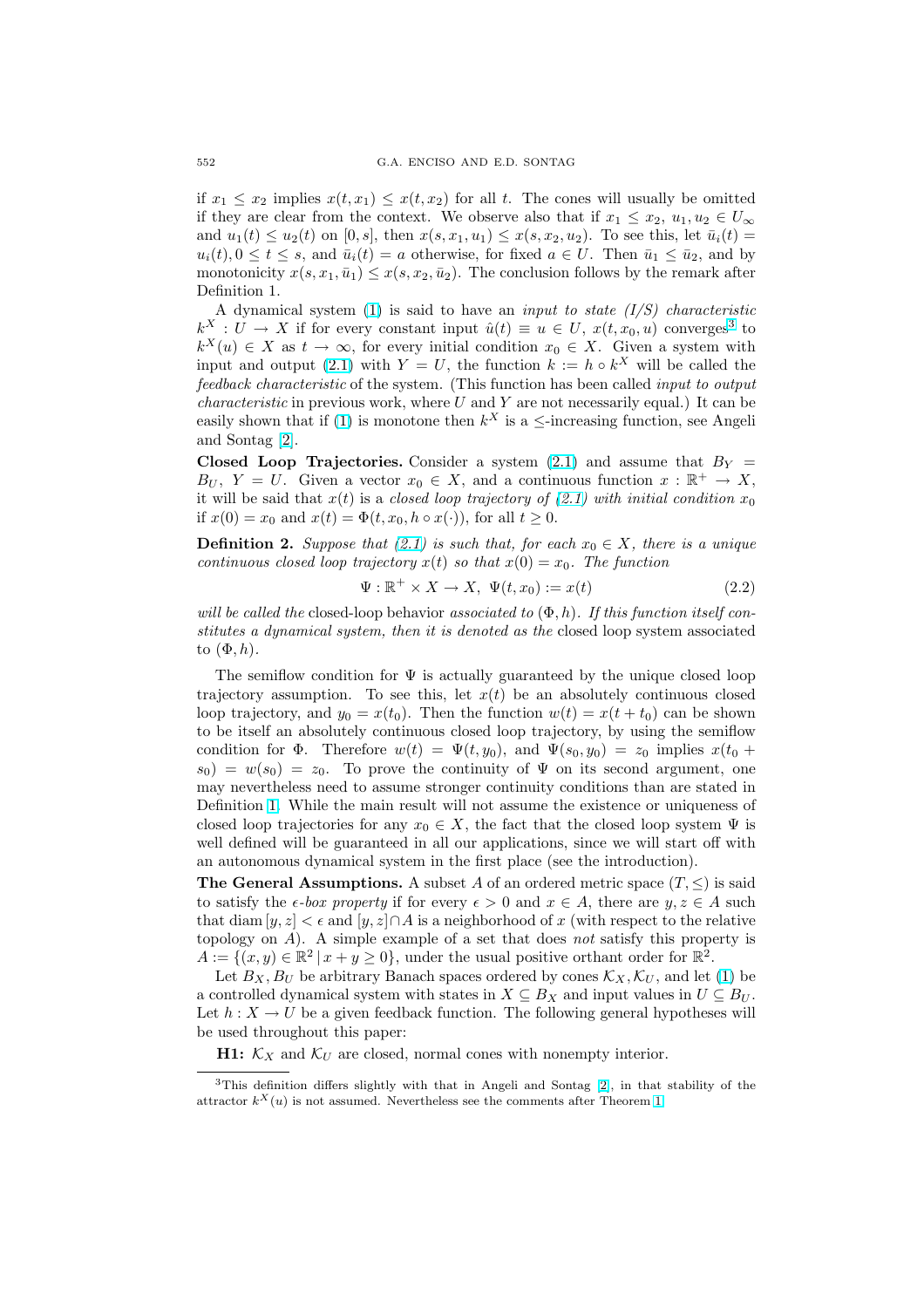if $x_1 \leq x_2$ implies $x(t, x_1) \leq x(t, x_2)$ for all $t$. The cones will usually be omitted if they are clear from the context. We observe also that if $x_1 \leq x_2$, $u_1, u_2 \in U_\infty$ and $u_1(t) \leq u_2(t)$ on $[0, s]$, then $x(s, x_1, u_1) \leq x(s, x_2, u_2)$. To see this, let $\bar{u}_i(t) = u_i(t), 0 \leq t \leq s$, and $\bar{u}_i(t) = a$ otherwise, for fixed $a \in U$. Then $\bar{u}_1 \leq \bar{u}_2$, and by monotonicity $x(s, x_1, \bar{u}_1) \leq x(s, x_2, \bar{u}_2)$. The conclusion follows by the remark after Definition 1.

A dynamical system (1) is said to have an *input to state (I/S) characteristic* $k^X : U \to X$ if for every constant input $\hat{u}(t) \equiv u \in U$, $x(t, x_0, u)$ converges[3] to $k^X(u) \in X$ as $t \to \infty$, for every initial condition $x_0 \in X$. Given a system with input and output (2.1) with $Y = U$, the function $k := h \circ k^X$ will be called the *feedback characteristic* of the system. (This function has been called *input to output characteristic* in previous work, where $U$ and $Y$ are not necessarily equal.) It can be easily shown that if (1) is monotone then $k^X$ is a $\leq$-increasing function, see Angeli and Sontag [2].

**Closed Loop Trajectories.** Consider a system (2.1) and assume that $B_Y = B_U$, $Y = U$. Given a vector $x_0 \in X$, and a continuous function $x : \mathbb{R}^+ \to X$, it will be said that $x(t)$ is a *closed loop trajectory of (2.1) with initial condition* $x_0$ if $x(0) = x_0$ and $x(t) = \Phi(t, x_0, h \circ x(\cdot))$, for all $t \geq 0$.

**Definition 2.** *Suppose that (2.1) is such that, for each $x_0 \in X$, there is a unique continuous closed loop trajectory $x(t)$ so that $x(0) = x_0$. The function*

$$\Psi : \mathbb{R}^+ \times X \to X, \;\; \Psi(t, x_0) := x(t) \tag{2.2}$$

*will be called the* closed-loop behavior *associated to* $(\Phi, h)$*. If this function itself constitutes a dynamical system, then it is denoted as the* closed loop system associated to $(\Phi, h)$.

The semiflow condition for $\Psi$ is actually guaranteed by the unique closed loop trajectory assumption. To see this, let $x(t)$ be an absolutely continuous closed loop trajectory, and $y_0 = x(t_0)$. Then the function $w(t) = x(t + t_0)$ can be shown to be itself an absolutely continuous closed loop trajectory, by using the semiflow condition for $\Phi$. Therefore $w(t) = \Psi(t, y_0)$, and $\Psi(s_0, y_0) = z_0$ implies $x(t_0 + s_0) = w(s_0) = z_0$. To prove the continuity of $\Psi$ on its second argument, one may nevertheless need to assume stronger continuity conditions than are stated in Definition 1. While the main result will not assume the existence or uniqueness of closed loop trajectories for any $x_0 \in X$, the fact that the closed loop system $\Psi$ is well defined will be guaranteed in all our applications, since we will start off with an autonomous dynamical system in the first place (see the introduction).

**The General Assumptions.** A subset $A$ of an ordered metric space $(T, \leq)$ is said to satisfy the *$\epsilon$-box property* if for every $\epsilon > 0$ and $x \in A$, there are $y, z \in A$ such that diam $[y, z] < \epsilon$ and $[y, z] \cap A$ is a neighborhood of $x$ (with respect to the relative topology on $A$). A simple example of a set that does *not* satisfy this property is $A := \{(x, y) \in \mathbb{R}^2 \,|\, x + y \geq 0\}$, under the usual positive orthant order for $\mathbb{R}^2$.

Let $B_X, B_U$ be arbitrary Banach spaces ordered by cones $\mathcal{K}_X, \mathcal{K}_U$, and let (1) be a controlled dynamical system with states in $X \subseteq B_X$ and input values in $U \subseteq B_U$. Let $h : X \to U$ be a given feedback function. The following general hypotheses will be used throughout this paper:

**H1:** $\mathcal{K}_X$ and $\mathcal{K}_U$ are closed, normal cones with nonempty interior.

[3] This definition differs slightly with that in Angeli and Sontag [2], in that stability of the attractor $k^X(u)$ is not assumed. Nevertheless see the comments after Theorem 1.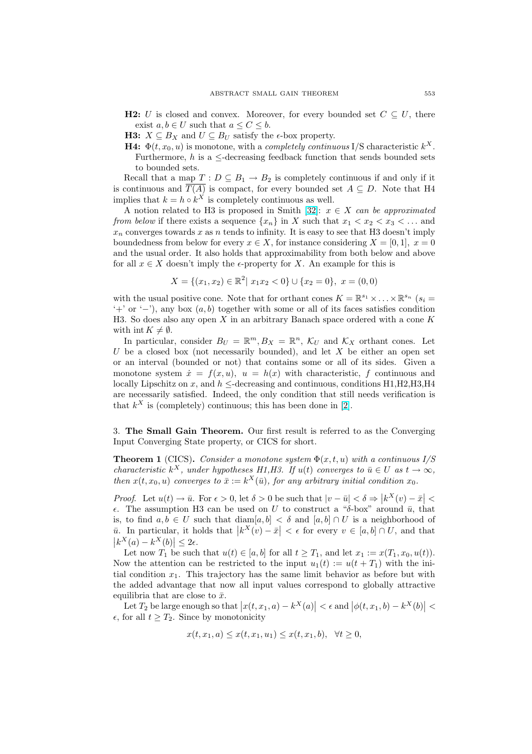**H2:** $U$ is closed and convex. Moreover, for every bounded set $C \subseteq U$, there exist $a, b \in U$ such that $a \leq C \leq b$.

**H3:** $X \subseteq B_X$ and $U \subseteq B_U$ satisfy the $\epsilon$-box property.

**H4:** $\Phi(t, x_0, u)$ is monotone, with a *completely continuous* I/S characteristic $k^X$. Furthermore, $h$ is a $\leq$-decreasing feedback function that sends bounded sets to bounded sets.

Recall that a map $T : D \subseteq B_1 \to B_2$ is completely continuous if and only if it is continuous and $\overline{T(A)}$ is compact, for every bounded set $A \subseteq D$. Note that H4 implies that $k = h \circ k^X$ is completely continuous as well.

A notion related to H3 is proposed in Smith [32]: $x \in X$ *can be approximated from below* if there exists a sequence $\{x_n\}$ in $X$ such that $x_1 < x_2 < x_3 < \ldots$ and $x_n$ converges towards $x$ as $n$ tends to infinity. It is easy to see that H3 doesn't imply boundedness from below for every $x \in X$, for instance considering $X = [0, 1],\ x = 0$ and the usual order. It also holds that approximability from both below and above for all $x \in X$ doesn't imply the $\epsilon$-property for $X$. An example for this is

$$X = \{(x_1, x_2) \in \mathbb{R}^2 |\ x_1 x_2 < 0\} \cup \{x_2 = 0\},\ x = (0, 0)$$

with the usual positive cone. Note that for orthant cones $K = \mathbb{R}^{s_1} \times \ldots \times \mathbb{R}^{s_n}$ ($s_i =$ '+' or '−'), any box $(a, b)$ together with some or all of its faces satisfies condition H3. So does also any open $X$ in an arbitrary Banach space ordered with a cone $K$ with $\operatorname{int} K \neq \emptyset$.

In particular, consider $B_U = \mathbb{R}^m, B_X = \mathbb{R}^n$, $\mathcal{K}_U$ and $\mathcal{K}_X$ orthant cones. Let $U$ be a closed box (not necessarily bounded), and let $X$ be either an open set or an interval (bounded or not) that contains some or all of its sides. Given a monotone system $\dot{x} = f(x, u),\ u = h(x)$ with characteristic, $f$ continuous and locally Lipschitz on $x$, and $h$ $\leq$-decreasing and continuous, conditions H1,H2,H3,H4 are necessarily satisfied. Indeed, the only condition that still needs verification is that $k^X$ is (completely) continuous; this has been done in [2].

## 3. The Small Gain Theorem.

Our first result is referred to as the Converging Input Converging State property, or CICS for short.

**Theorem 1** (CICS). *Consider a monotone system $\Phi(x, t, u)$ with a continuous I/S characteristic $k^X$, under hypotheses H1,H3. If $u(t)$ converges to $\bar{u} \in U$ as $t \to \infty$, then $x(t, x_0, u)$ converges to $\bar{x} := k^X(\bar{u})$, for any arbitrary initial condition $x_0$.*

*Proof.* Let $u(t) \to \bar{u}$. For $\epsilon > 0$, let $\delta > 0$ be such that $|v - \bar{u}| < \delta \Rightarrow \left|k^X(v) - \bar{x}\right| < \epsilon$. The assumption H3 can be used on $U$ to construct a "$\delta$-box" around $\bar{u}$, that is, to find $a, b \in U$ such that $\operatorname{diam}[a, b] < \delta$ and $[a, b] \cap U$ is a neighborhood of $\bar{u}$. In particular, it holds that $\left|k^X(v) - \bar{x}\right| < \epsilon$ for every $v \in [a, b] \cap U$, and that $\left|k^X(a) - k^X(b)\right| \leq 2\epsilon$.

Let now $T_1$ be such that $u(t) \in [a, b]$ for all $t \geq T_1$, and let $x_1 := x(T_1, x_0, u(t))$. Now the attention can be restricted to the input $u_1(t) := u(t + T_1)$ with the initial condition $x_1$. This trajectory has the same limit behavior as before but with the added advantage that now all input values correspond to globally attractive equilibria that are close to $\bar{x}$.

Let $T_2$ be large enough so that $\left|x(t, x_1, a) - k^X(a)\right| < \epsilon$ and $\left|\phi(t, x_1, b) - k^X(b)\right| < \epsilon$, for all $t \geq T_2$. Since by monotonicity

$$x(t, x_1, a) \leq x(t, x_1, u_1) \leq x(t, x_1, b), \quad \forall t \geq 0,$$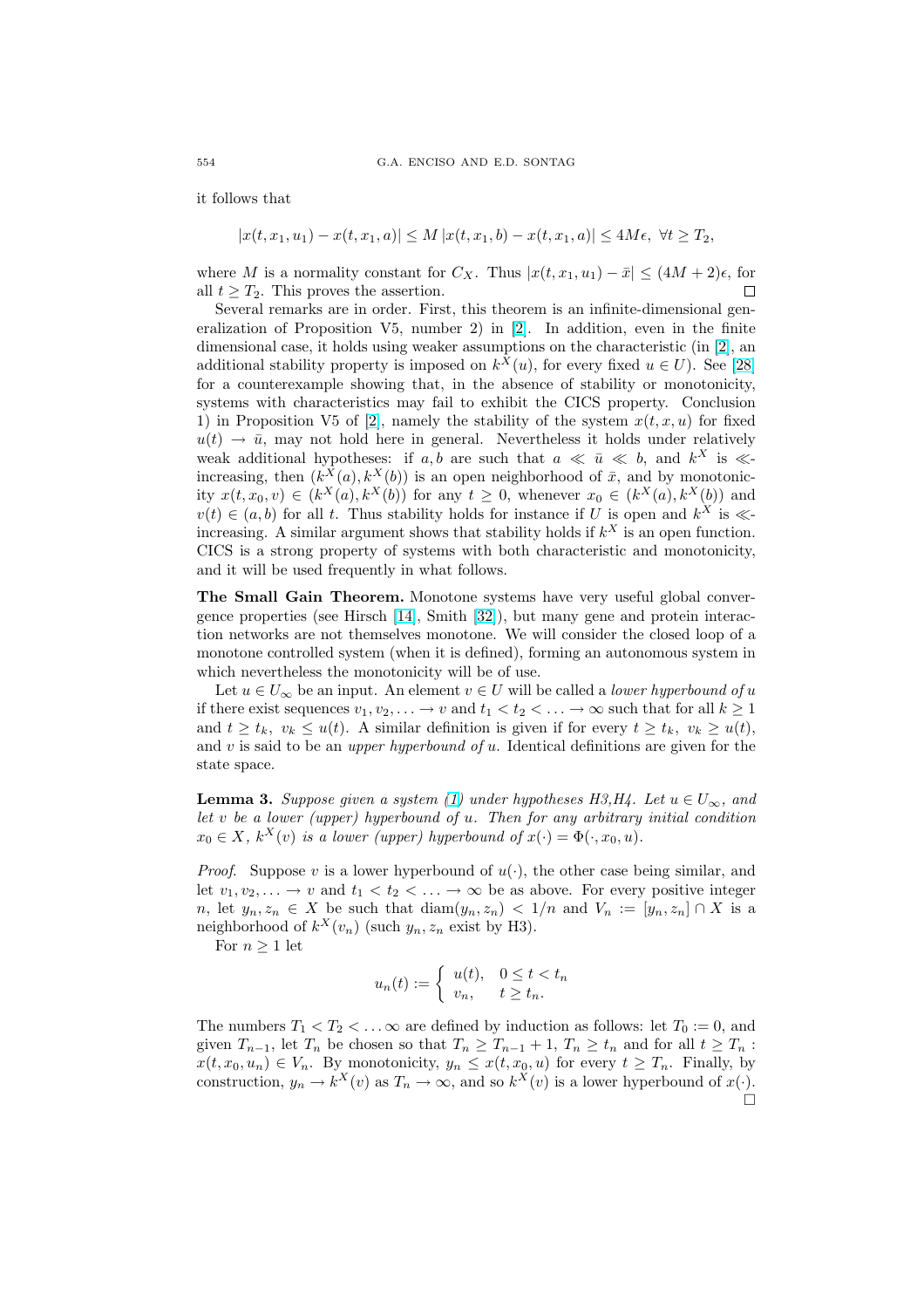it follows that

$$|x(t, x_1, u_1) - x(t, x_1, a)| \leq M\, |x(t, x_1, b) - x(t, x_1, a)| \leq 4M\epsilon, \;\; \forall t \geq T_2,$$

where $M$ is a normality constant for $C_X$. Thus $|x(t, x_1, u_1) - \bar{x}| \leq (4M + 2)\epsilon$, for all $t \geq T_2$. This proves the assertion. $\square$

Several remarks are in order. First, this theorem is an infinite-dimensional generalization of Proposition V5, number 2) in [2]. In addition, even in the finite dimensional case, it holds using weaker assumptions on the characteristic (in [2], an additional stability property is imposed on $k^X(u)$, for every fixed $u \in U$). See [28] for a counterexample showing that, in the absence of stability or monotonicity, systems with characteristics may fail to exhibit the CICS property. Conclusion 1) in Proposition V5 of [2], namely the stability of the system $x(t, x, u)$ for fixed $u(t) \to \bar{u}$, may not hold here in general. Nevertheless it holds under relatively weak additional hypotheses: if $a, b$ are such that $a \ll \bar{u} \ll b$, and $k^X$ is $\ll$-increasing, then $(k^X(a), k^X(b))$ is an open neighborhood of $\bar{x}$, and by monotonicity $x(t, x_0, v) \in (k^X(a), k^X(b))$ for any $t \geq 0$, whenever $x_0 \in (k^X(a), k^X(b))$ and $v(t) \in (a, b)$ for all $t$. Thus stability holds for instance if $U$ is open and $k^X$ is $\ll$-increasing. A similar argument shows that stability holds if $k^X$ is an open function. CICS is a strong property of systems with both characteristic and monotonicity, and it will be used frequently in what follows.

**The Small Gain Theorem.** Monotone systems have very useful global convergence properties (see Hirsch [14], Smith [32]), but many gene and protein interaction networks are not themselves monotone. We will consider the closed loop of a monotone controlled system (when it is defined), forming an autonomous system in which nevertheless the monotonicity will be of use.

Let $u \in U_\infty$ be an input. An element $v \in U$ will be called a *lower hyperbound of* $u$ if there exist sequences $v_1, v_2, \ldots \to v$ and $t_1 < t_2 < \ldots \to \infty$ such that for all $k \geq 1$ and $t \geq t_k$, $v_k \leq u(t)$. A similar definition is given if for every $t \geq t_k$, $v_k \geq u(t)$, and $v$ is said to be an *upper hyperbound of* $u$. Identical definitions are given for the state space.

**Lemma 3.** *Suppose given a system (1) under hypotheses H3,H4. Let $u \in U_\infty$, and let $v$ be a lower (upper) hyperbound of $u$. Then for any arbitrary initial condition $x_0 \in X$, $k^X(v)$ is a lower (upper) hyperbound of $x(\cdot) = \Phi(\cdot, x_0, u)$.*

*Proof.* Suppose $v$ is a lower hyperbound of $u(\cdot)$, the other case being similar, and let $v_1, v_2, \ldots \to v$ and $t_1 < t_2 < \ldots \to \infty$ be as above. For every positive integer $n$, let $y_n, z_n \in X$ be such that $\operatorname{diam}(y_n, z_n) < 1/n$ and $V_n := [y_n, z_n] \cap X$ is a neighborhood of $k^X(v_n)$ (such $y_n, z_n$ exist by H3).

For $n \geq 1$ let

$$u_n(t) := \begin{cases} u(t), & 0 \leq t < t_n \\ v_n, & t \geq t_n. \end{cases}$$

The numbers $T_1 < T_2 < \ldots \infty$ are defined by induction as follows: let $T_0 := 0$, and given $T_{n-1}$, let $T_n$ be chosen so that $T_n \geq T_{n-1} + 1$, $T_n \geq t_n$ and for all $t \geq T_n$ : $x(t, x_0, u_n) \in V_n$. By monotonicity, $y_n \leq x(t, x_0, u)$ for every $t \geq T_n$. Finally, by construction, $y_n \to k^X(v)$ as $T_n \to \infty$, and so $k^X(v)$ is a lower hyperbound of $x(\cdot)$. $\square$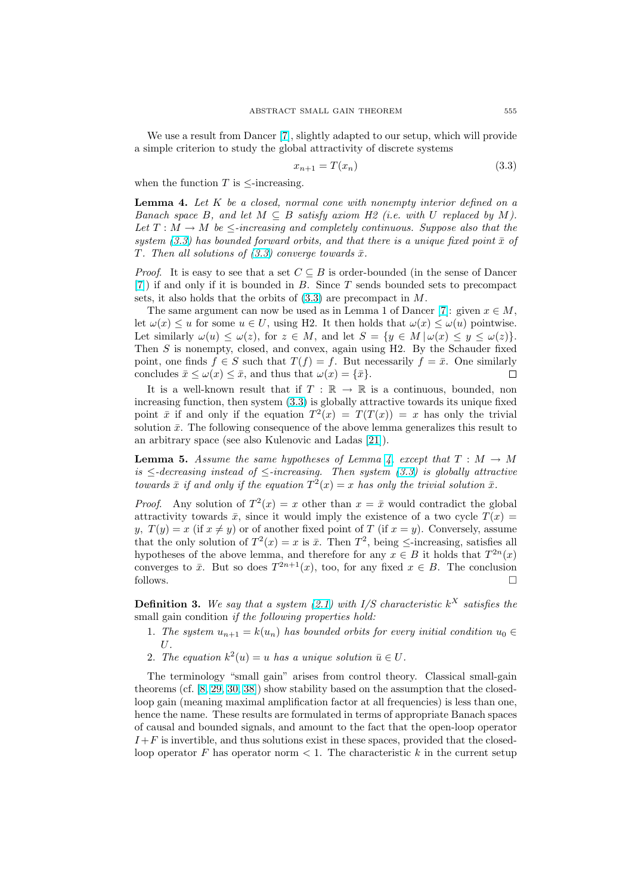We use a result from Dancer [7], slightly adapted to our setup, which will provide a simple criterion to study the global attractivity of discrete systems

$$x_{n+1} = T(x_n) \tag{3.3}$$

when the function $T$ is $\leq$-increasing.

**Lemma 4.** *Let $K$ be a closed, normal cone with nonempty interior defined on a Banach space $B$, and let $M \subseteq B$ satisfy axiom H2 (i.e. with $U$ replaced by $M$). Let $T : M \to M$ be $\leq$-increasing and completely continuous. Suppose also that the system (3.3) has bounded forward orbits, and that there is a unique fixed point $\bar{x}$ of $T$. Then all solutions of (3.3) converge towards $\bar{x}$.*

*Proof.* It is easy to see that a set $C \subseteq B$ is order-bounded (in the sense of Dancer [7]) if and only if it is bounded in $B$. Since $T$ sends bounded sets to precompact sets, it also holds that the orbits of (3.3) are precompact in $M$.

The same argument can now be used as in Lemma 1 of Dancer [7]: given $x \in M$, let $\omega(x) \leq u$ for some $u \in U$, using H2. It then holds that $\omega(x) \leq \omega(u)$ pointwise. Let similarly $\omega(u) \leq \omega(z)$, for $z \in M$, and let $S = \{y \in M \,|\, \omega(x) \leq y \leq \omega(z)\}$. Then $S$ is nonempty, closed, and convex, again using H2. By the Schauder fixed point, one finds $f \in S$ such that $T(f) = f$. But necessarily $f = \bar{x}$. One similarly concludes $\bar{x} \leq \omega(x) \leq \bar{x}$, and thus that $\omega(x) = \{\bar{x}\}$. $\square$

It is a well-known result that if $T : \mathbb{R} \to \mathbb{R}$ is a continuous, bounded, non increasing function, then system (3.3) is globally attractive towards its unique fixed point $\bar{x}$ if and only if the equation $T^2(x) = T(T(x)) = x$ has only the trivial solution $\bar{x}$. The following consequence of the above lemma generalizes this result to an arbitrary space (see also Kulenovic and Ladas [21]).

**Lemma 5.** *Assume the same hypotheses of Lemma 4, except that $T : M \to M$ is $\leq$-decreasing instead of $\leq$-increasing. Then system (3.3) is globally attractive towards $\bar{x}$ if and only if the equation $T^2(x) = x$ has only the trivial solution $\bar{x}$.*

*Proof.* Any solution of $T^2(x) = x$ other than $x = \bar{x}$ would contradict the global attractivity towards $\bar{x}$, since it would imply the existence of a two cycle $T(x) = y$, $T(y) = x$ (if $x \neq y$) or of another fixed point of $T$ (if $x = y$). Conversely, assume that the only solution of $T^2(x) = x$ is $\bar{x}$. Then $T^2$, being $\leq$-increasing, satisfies all hypotheses of the above lemma, and therefore for any $x \in B$ it holds that $T^{2n}(x)$ converges to $\bar{x}$. But so does $T^{2n+1}(x)$, too, for any fixed $x \in B$. The conclusion follows. $\square$

**Definition 3.** *We say that a system (2.1) with I/S characteristic $k^X$ satisfies the* small gain condition *if the following properties hold:*

1. *The system $u_{n+1} = k(u_n)$ has bounded orbits for every initial condition $u_0 \in U$.*
2. *The equation $k^2(u) = u$ has a unique solution $\bar{u} \in U$.*

The terminology "small gain" arises from control theory. Classical small-gain theorems (cf. [8, 29, 30, 38]) show stability based on the assumption that the closed-loop gain (meaning maximal amplification factor at all frequencies) is less than one, hence the name. These results are formulated in terms of appropriate Banach spaces of causal and bounded signals, and amount to the fact that the open-loop operator $I+F$ is invertible, and thus solutions exist in these spaces, provided that the closed-loop operator $F$ has operator norm $< 1$. The characteristic $k$ in the current setup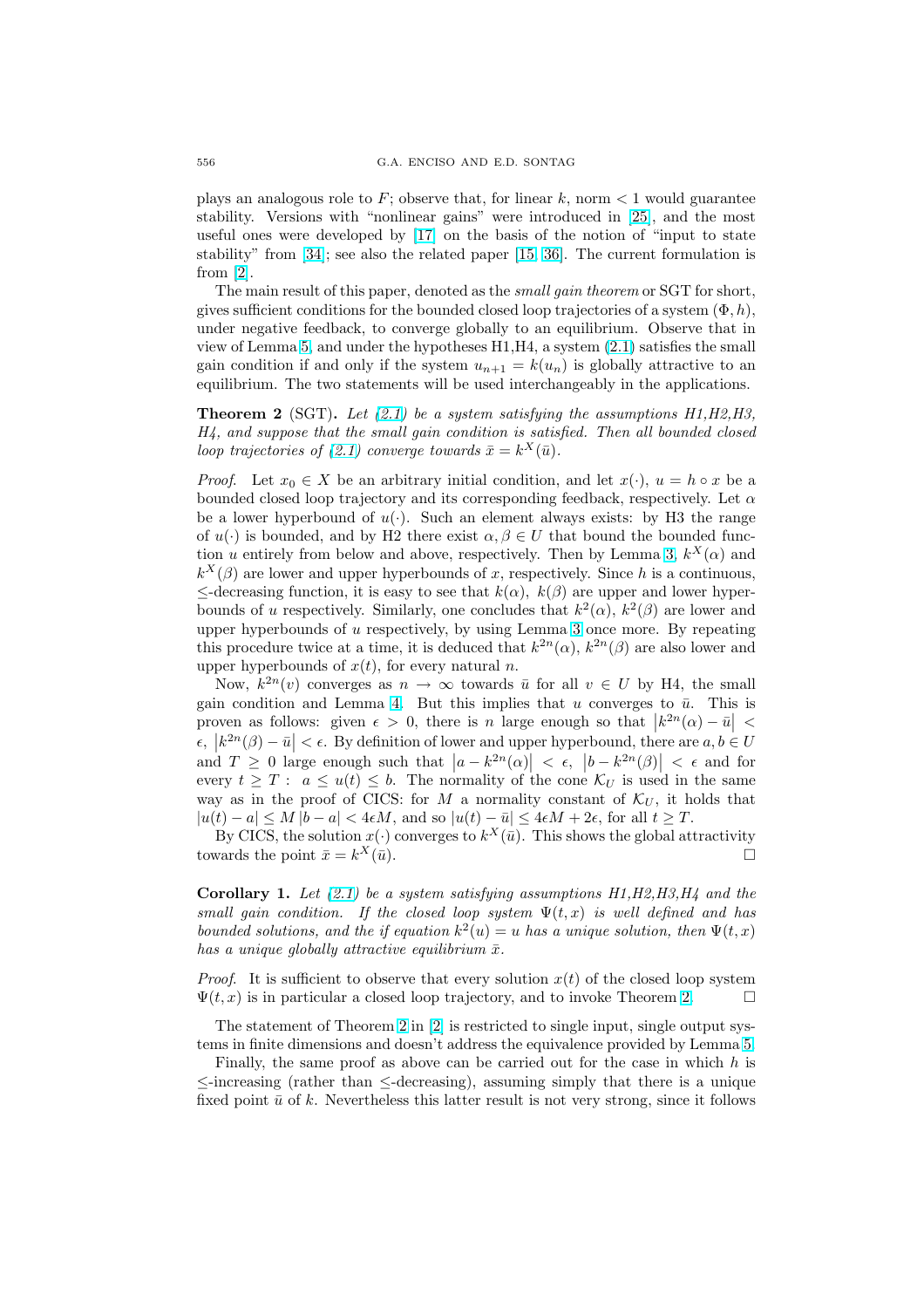plays an analogous role to $F$; observe that, for linear $k$, norm $< 1$ would guarantee stability. Versions with "nonlinear gains" were introduced in [25], and the most useful ones were developed by [17] on the basis of the notion of "input to state stability" from [34]; see also the related paper [15, 36]. The current formulation is from [2].

The main result of this paper, denoted as the *small gain theorem* or SGT for short, gives sufficient conditions for the bounded closed loop trajectories of a system $(\Phi, h)$, under negative feedback, to converge globally to an equilibrium. Observe that in view of Lemma 5, and under the hypotheses H1,H4, a system (2.1) satisfies the small gain condition if and only if the system $u_{n+1} = k(u_n)$ is globally attractive to an equilibrium. The two statements will be used interchangeably in the applications.

**Theorem 2** (SGT)**.** *Let (2.1) be a system satisfying the assumptions H1,H2,H3, H4, and suppose that the small gain condition is satisfied. Then all bounded closed loop trajectories of (2.1) converge towards $\bar{x} = k^X(\bar{u})$.*

*Proof.* Let $x_0 \in X$ be an arbitrary initial condition, and let $x(\cdot)$, $u = h \circ x$ be a bounded closed loop trajectory and its corresponding feedback, respectively. Let $\alpha$ be a lower hyperbound of $u(\cdot)$. Such an element always exists: by H3 the range of $u(\cdot)$ is bounded, and by H2 there exist $\alpha, \beta \in U$ that bound the bounded function $u$ entirely from below and above, respectively. Then by Lemma 3, $k^X(\alpha)$ and $k^X(\beta)$ are lower and upper hyperbounds of $x$, respectively. Since $h$ is a continuous, $\leq$-decreasing function, it is easy to see that $k(\alpha)$, $k(\beta)$ are upper and lower hyperbounds of $u$ respectively. Similarly, one concludes that $k^2(\alpha)$, $k^2(\beta)$ are lower and upper hyperbounds of $u$ respectively, by using Lemma 3 once more. By repeating this procedure twice at a time, it is deduced that $k^{2n}(\alpha)$, $k^{2n}(\beta)$ are also lower and upper hyperbounds of $x(t)$, for every natural $n$.

Now, $k^{2n}(v)$ converges as $n \to \infty$ towards $\bar{u}$ for all $v \in U$ by H4, the small gain condition and Lemma 4. But this implies that $u$ converges to $\bar{u}$. This is proven as follows: given $\epsilon > 0$, there is $n$ large enough so that $\left|k^{2n}(\alpha) - \bar{u}\right| < \epsilon$, $\left|k^{2n}(\beta) - \bar{u}\right| < \epsilon$. By definition of lower and upper hyperbound, there are $a, b \in U$ and $T \geq 0$ large enough such that $\left|a - k^{2n}(\alpha)\right| < \epsilon$, $\left|b - k^{2n}(\beta)\right| < \epsilon$ and for every $t \geq T$ : $a \leq u(t) \leq b$. The normality of the cone $\mathcal{K}_U$ is used in the same way as in the proof of CICS: for $M$ a normality constant of $\mathcal{K}_U$, it holds that $|u(t) - a| \leq M\,|b - a| < 4\epsilon M$, and so $|u(t) - \bar{u}| \leq 4\epsilon M + 2\epsilon$, for all $t \geq T$.

By CICS, the solution $x(\cdot)$ converges to $k^X(\bar{u})$. This shows the global attractivity towards the point $\bar{x} = k^X(\bar{u})$. □

**Corollary 1.** *Let (2.1) be a system satisfying assumptions H1,H2,H3,H4 and the small gain condition. If the closed loop system $\Psi(t, x)$ is well defined and has bounded solutions, and the if equation $k^2(u) = u$ has a unique solution, then $\Psi(t, x)$ has a unique globally attractive equilibrium $\bar{x}$.*

*Proof.* It is sufficient to observe that every solution $x(t)$ of the closed loop system $\Psi(t, x)$ is in particular a closed loop trajectory, and to invoke Theorem 2. □

The statement of Theorem 2 in [2] is restricted to single input, single output systems in finite dimensions and doesn't address the equivalence provided by Lemma 5.

Finally, the same proof as above can be carried out for the case in which $h$ is $\leq$-increasing (rather than $\leq$-decreasing), assuming simply that there is a unique fixed point $\bar{u}$ of $k$. Nevertheless this latter result is not very strong, since it follows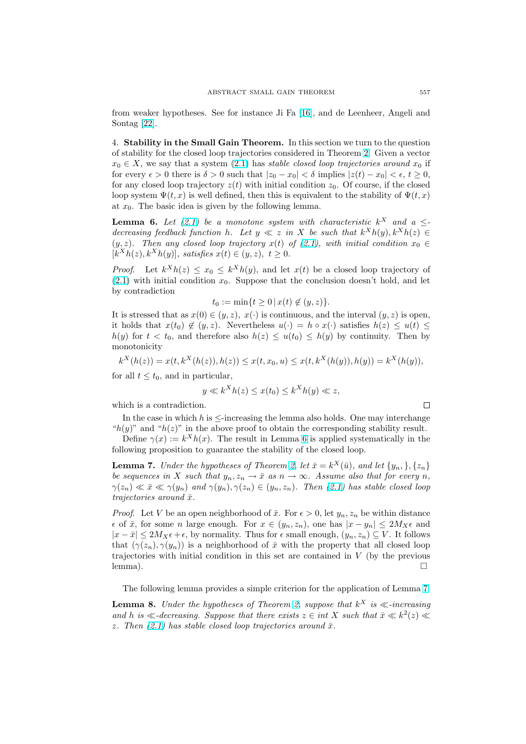from weaker hypotheses. See for instance Ji Fa [16], and de Leenheer, Angeli and Sontag [22].

## 4. Stability in the Small Gain Theorem.

In this section we turn to the question of stability for the closed loop trajectories considered in Theorem 2. Given a vector $x_0 \in X$, we say that a system (2.1) has *stable closed loop trajectories around* $x_0$ if for every $\epsilon > 0$ there is $\delta > 0$ such that $|z_0 - x_0| < \delta$ implies $|z(t) - x_0| < \epsilon$, $t \geq 0$, for any closed loop trajectory $z(t)$ with initial condition $z_0$. Of course, if the closed loop system $\Psi(t, x)$ is well defined, then this is equivalent to the stability of $\Psi(t, x)$ at $x_0$. The basic idea is given by the following lemma.

**Lemma 6.** *Let (2.1) be a monotone system with characteristic $k^X$ and a $\leq$-decreasing feedback function $h$. Let $y \ll z$ in $X$ be such that $k^X h(y), k^X h(z) \in (y, z)$. Then any closed loop trajectory $x(t)$ of (2.1), with initial condition $x_0 \in [k^X h(z), k^X h(y)]$, satisfies $x(t) \in (y, z)$, $t \geq 0$.*

*Proof.* Let $k^X h(z) \leq x_0 \leq k^X h(y)$, and let $x(t)$ be a closed loop trajectory of (2.1) with initial condition $x_0$. Suppose that the conclusion doesn't hold, and let by contradiction

$$t_0 := \min\{t \geq 0 \,|\, x(t) \notin (y, z)\}.$$

It is stressed that as $x(0) \in (y, z)$, $x(\cdot)$ is continuous, and the interval $(y, z)$ is open, it holds that $x(t_0) \notin (y, z)$. Nevertheless $u(\cdot) = h \circ x(\cdot)$ satisfies $h(z) \leq u(t) \leq h(y)$ for $t < t_0$, and therefore also $h(z) \leq u(t_0) \leq h(y)$ by continuity. Then by monotonicity

$$k^X(h(z)) = x(t, k^X(h(z)), h(z)) \leq x(t, x_0, u) \leq x(t, k^X(h(y)), h(y)) = k^X(h(y)),$$

for all $t \leq t_0$, and in particular,

$$y \ll k^X h(z) \leq x(t_0) \leq k^X h(y) \ll z,$$

which is a contradiction. $\square$

In the case in which $h$ is $\leq$-increasing the lemma also holds. One may interchange "$h(y)$" and "$h(z)$" in the above proof to obtain the corresponding stability result.

Define $\gamma(x) := k^X h(x)$. The result in Lemma 6 is applied systematically in the following proposition to guarantee the stability of the closed loop.

**Lemma 7.** *Under the hypotheses of Theorem 2, let $\bar{x} = k^X(\bar{u})$, and let $\{y_n, \}, \{z_n\}$ be sequences in $X$ such that $y_n, z_n \to \bar{x}$ as $n \to \infty$. Assume also that for every $n$, $\gamma(z_n) \ll \bar{x} \ll \gamma(y_n)$ and $\gamma(y_n), \gamma(z_n) \in (y_n, z_n)$. Then (2.1) has stable closed loop trajectories around $\bar{x}$.*

*Proof.* Let $V$ be an open neighborhood of $\bar{x}$. For $\epsilon > 0$, let $y_n, z_n$ be within distance $\epsilon$ of $\bar{x}$, for some $n$ large enough. For $x \in (y_n, z_n)$, one has $|x - y_n| \leq 2M_X\epsilon$ and $|x - \bar{x}| \leq 2M_X\epsilon + \epsilon$, by normality. Thus for $\epsilon$ small enough, $(y_n, z_n) \subseteq V$. It follows that $(\gamma(z_n), \gamma(y_n))$ is a neighborhood of $\bar{x}$ with the property that all closed loop trajectories with initial condition in this set are contained in $V$ (by the previous lemma). $\square$

The following lemma provides a simple criterion for the application of Lemma 7.

**Lemma 8.** *Under the hypotheses of Theorem 2, suppose that $k^X$ is $\ll$-increasing and $h$ is $\ll$-decreasing. Suppose that there exists $z \in int\ X$ such that $\bar{x} \ll k^2(z) \ll z$. Then (2.1) has stable closed loop trajectories around $\bar{x}$.*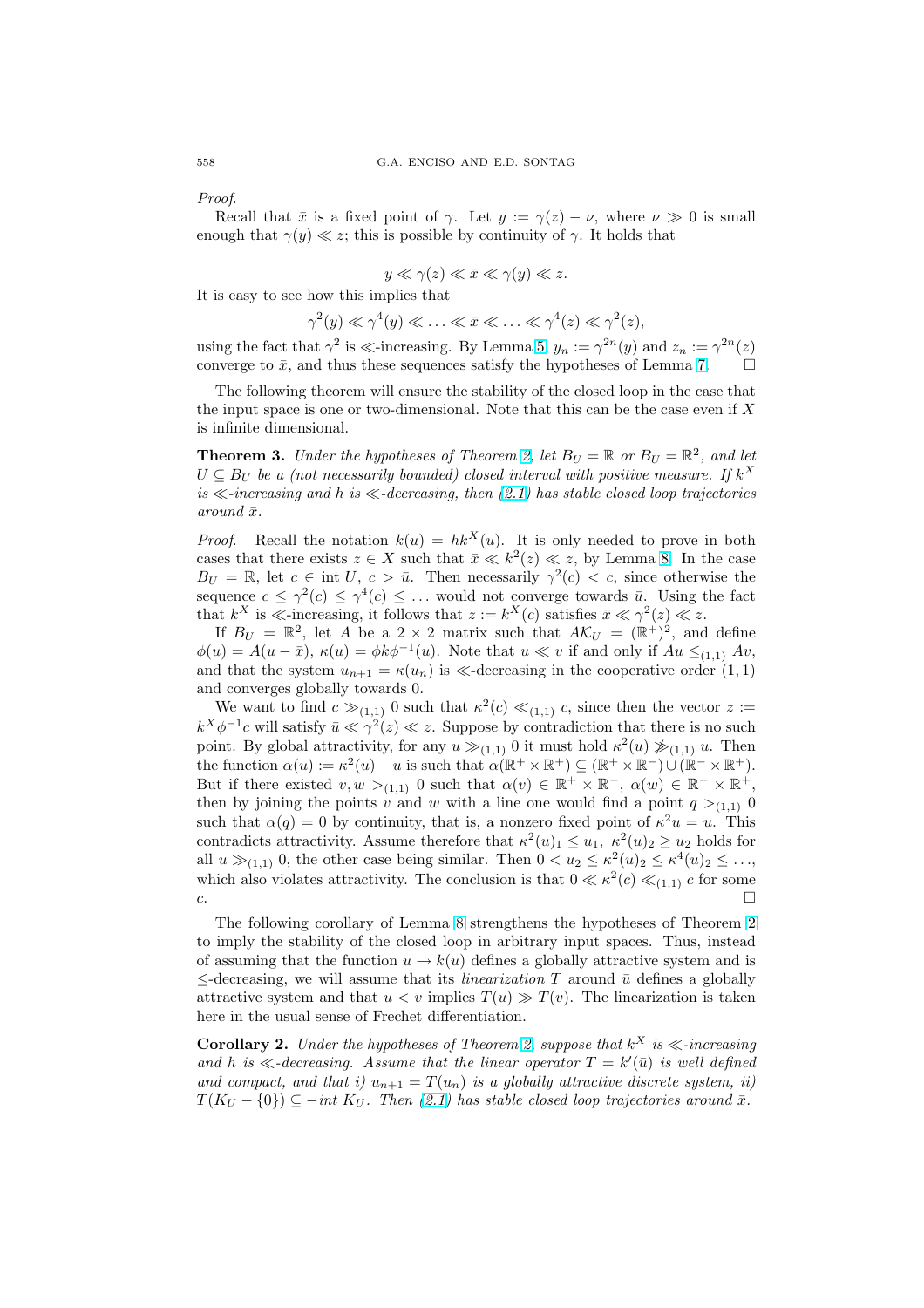*Proof.*

Recall that $\bar{x}$ is a fixed point of $\gamma$. Let $y := \gamma(z) - \nu$, where $\nu \gg 0$ is small enough that $\gamma(y) \ll z$; this is possible by continuity of $\gamma$. It holds that

$$y \ll \gamma(z) \ll \bar{x} \ll \gamma(y) \ll z.$$

It is easy to see how this implies that

$$\gamma^2(y) \ll \gamma^4(y) \ll \ldots \ll \bar{x} \ll \ldots \ll \gamma^4(z) \ll \gamma^2(z),$$

using the fact that $\gamma^2$ is $\ll$-increasing. By Lemma 5, $y_n := \gamma^{2n}(y)$ and $z_n := \gamma^{2n}(z)$ converge to $\bar{x}$, and thus these sequences satisfy the hypotheses of Lemma 7. □

The following theorem will ensure the stability of the closed loop in the case that the input space is one or two-dimensional. Note that this can be the case even if $X$ is infinite dimensional.

**Theorem 3.** *Under the hypotheses of Theorem 2, let $B_U = \mathbb{R}$ or $B_U = \mathbb{R}^2$, and let $U \subseteq B_U$ be a (not necessarily bounded) closed interval with positive measure. If $k^X$ is $\ll$-increasing and $h$ is $\ll$-decreasing, then (2.1) has stable closed loop trajectories around $\bar{x}$.*

*Proof.* Recall the notation $k(u) = hk^X(u)$. It is only needed to prove in both cases that there exists $z \in X$ such that $\bar{x} \ll k^2(z) \ll z$, by Lemma 8. In the case $B_U = \mathbb{R}$, let $c \in \text{int}\, U$, $c > \bar{u}$. Then necessarily $\gamma^2(c) < c$, since otherwise the sequence $c \leq \gamma^2(c) \leq \gamma^4(c) \leq \ldots$ would not converge towards $\bar{u}$. Using the fact that $k^X$ is $\ll$-increasing, it follows that $z := k^X(c)$ satisfies $\bar{x} \ll \gamma^2(z) \ll z$.

If $B_U = \mathbb{R}^2$, let $A$ be a $2 \times 2$ matrix such that $A\mathcal{K}_U = (\mathbb{R}^+)^2$, and define $\phi(u) = A(u - \bar{x})$, $\kappa(u) = \phi k \phi^{-1}(u)$. Note that $u \ll v$ if and only if $Au \leq_{(1,1)} Av$, and that the system $u_{n+1} = \kappa(u_n)$ is $\ll$-decreasing in the cooperative order $(1,1)$ and converges globally towards 0.

We want to find $c \gg_{(1,1)} 0$ such that $\kappa^2(c) \ll_{(1,1)} c$, since then the vector $z := k^X \phi^{-1} c$ will satisfy $\bar{u} \ll \gamma^2(z) \ll z$. Suppose by contradiction that there is no such point. By global attractivity, for any $u \gg_{(1,1)} 0$ it must hold $\kappa^2(u) \not\gg_{(1,1)} u$. Then the function $\alpha(u) := \kappa^2(u) - u$ is such that $\alpha(\mathbb{R}^+ \times \mathbb{R}^+) \subseteq (\mathbb{R}^+ \times \mathbb{R}^-) \cup (\mathbb{R}^- \times \mathbb{R}^+)$. But if there existed $v, w >_{(1,1)} 0$ such that $\alpha(v) \in \mathbb{R}^+ \times \mathbb{R}^-$, $\alpha(w) \in \mathbb{R}^- \times \mathbb{R}^+$, then by joining the points $v$ and $w$ with a line one would find a point $q >_{(1,1)} 0$ such that $\alpha(q) = 0$ by continuity, that is, a nonzero fixed point of $\kappa^2 u = u$. This contradicts attractivity. Assume therefore that $\kappa^2(u)_1 \leq u_1$, $\kappa^2(u)_2 \geq u_2$ holds for all $u \gg_{(1,1)} 0$, the other case being similar. Then $0 < u_2 \leq \kappa^2(u)_2 \leq \kappa^4(u)_2 \leq \ldots$, which also violates attractivity. The conclusion is that $0 \ll \kappa^2(c) \ll_{(1,1)} c$ for some $c$. □

The following corollary of Lemma 8 strengthens the hypotheses of Theorem 2 to imply the stability of the closed loop in arbitrary input spaces. Thus, instead of assuming that the function $u \to k(u)$ defines a globally attractive system and is $\leq$-decreasing, we will assume that its *linearization* $T$ around $\bar{u}$ defines a globally attractive system and that $u < v$ implies $T(u) \gg T(v)$. The linearization is taken here in the usual sense of Frechet differentiation.

**Corollary 2.** *Under the hypotheses of Theorem 2, suppose that $k^X$ is $\ll$-increasing and $h$ is $\ll$-decreasing. Assume that the linear operator $T = k'(\bar{u})$ is well defined and compact, and that i) $u_{n+1} = T(u_n)$ is a globally attractive discrete system, ii) $T(K_U - \{0\}) \subseteq -int\, K_U$. Then (2.1) has stable closed loop trajectories around $\bar{x}$.*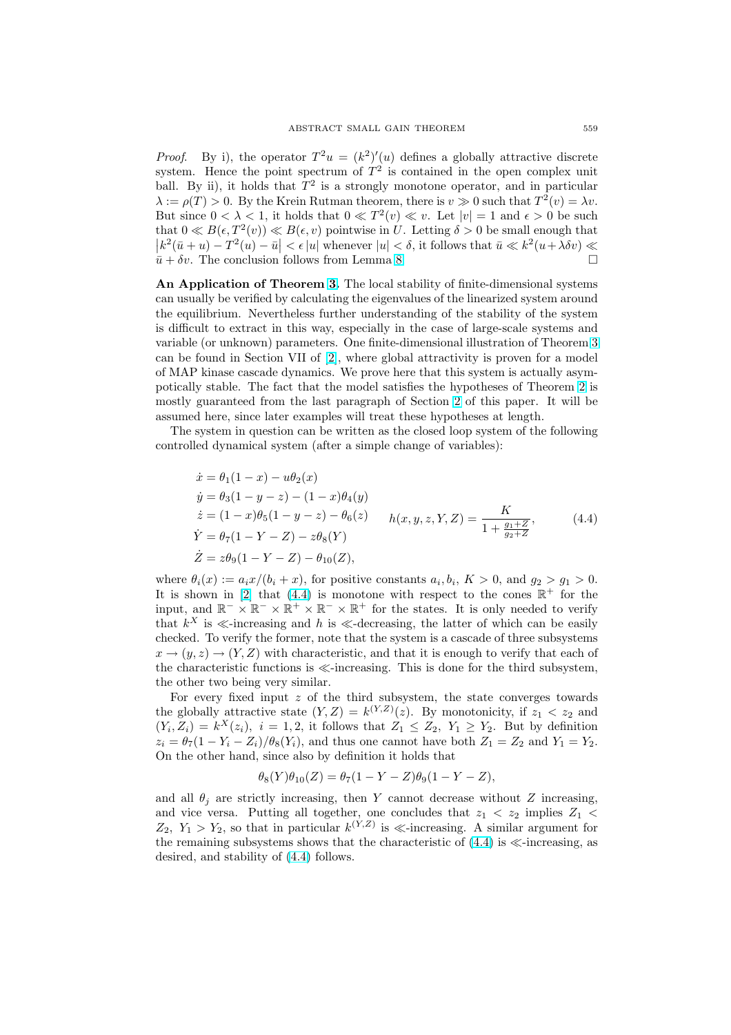*Proof.* By i), the operator $T^2 u = (k^2)'(u)$ defines a globally attractive discrete system. Hence the point spectrum of $T^2$ is contained in the open complex unit ball. By ii), it holds that $T^2$ is a strongly monotone operator, and in particular $\lambda := \rho(T) > 0$. By the Krein Rutman theorem, there is $v \gg 0$ such that $T^2(v) = \lambda v$. But since $0 < \lambda < 1$, it holds that $0 \ll T^2(v) \ll v$. Let $|v| = 1$ and $\epsilon > 0$ be such that $0 \ll B(\epsilon, T^2(v)) \ll B(\epsilon, v)$ pointwise in $U$. Letting $\delta > 0$ be small enough that $\left|k^2(\bar{u} + u) - T^2(u) - \bar{u}\right| < \epsilon\,|u|$ whenever $|u| < \delta$, it follows that $\bar{u} \ll k^2(u + \lambda\delta v) \ll \bar{u} + \delta v$. The conclusion follows from Lemma 8. $\square$

**An Application of Theorem 3.** The local stability of finite-dimensional systems can usually be verified by calculating the eigenvalues of the linearized system around the equilibrium. Nevertheless further understanding of the stability of the system is difficult to extract in this way, especially in the case of large-scale systems and variable (or unknown) parameters. One finite-dimensional illustration of Theorem 3 can be found in Section VII of [2], where global attractivity is proven for a model of MAP kinase cascade dynamics. We prove here that this system is actually asymptotically stable. The fact that the model satisfies the hypotheses of Theorem 2 is mostly guaranteed from the last paragraph of Section 2 of this paper. It will be assumed here, since later examples will treat these hypotheses at length.

The system in question can be written as the closed loop system of the following controlled dynamical system (after a simple change of variables):

$$
\begin{aligned}
\dot{x} &= \theta_1(1-x) - u\theta_2(x) \\
\dot{y} &= \theta_3(1-y-z) - (1-x)\theta_4(y) \\
\dot{z} &= (1-x)\theta_5(1-y-z) - \theta_6(z) \\
\dot{Y} &= \theta_7(1-Y-Z) - z\theta_8(Y) \\
\dot{Z} &= z\theta_9(1-Y-Z) - \theta_{10}(Z),
\end{aligned}
\qquad h(x,y,z,Y,Z) = \frac{K}{1 + \frac{g_1 + Z}{g_2 + Z}}, \tag{4.4}
$$

where $\theta_i(x) := a_i x/(b_i + x)$, for positive constants $a_i, b_i$, $K > 0$, and $g_2 > g_1 > 0$. It is shown in [2] that (4.4) is monotone with respect to the cones $\mathbb{R}^+$ for the input, and $\mathbb{R}^- \times \mathbb{R}^- \times \mathbb{R}^+ \times \mathbb{R}^- \times \mathbb{R}^+$ for the states. It is only needed to verify that $k^X$ is $\ll$-increasing and $h$ is $\ll$-decreasing, the latter of which can be easily checked. To verify the former, note that the system is a cascade of three subsystems $x \to (y,z) \to (Y,Z)$ with characteristic, and that it is enough to verify that each of the characteristic functions is $\ll$-increasing. This is done for the third subsystem, the other two being very similar.

For every fixed input $z$ of the third subsystem, the state converges towards the globally attractive state $(Y,Z) = k^{(Y,Z)}(z)$. By monotonicity, if $z_1 < z_2$ and $(Y_i, Z_i) = k^X(z_i)$, $i = 1,2$, it follows that $Z_1 \le Z_2$, $Y_1 \ge Y_2$. But by definition $z_i = \theta_7(1 - Y_i - Z_i)/\theta_8(Y_i)$, and thus one cannot have both $Z_1 = Z_2$ and $Y_1 = Y_2$. On the other hand, since also by definition it holds that

$$\theta_8(Y)\theta_{10}(Z) = \theta_7(1-Y-Z)\theta_9(1-Y-Z),$$

and all $\theta_j$ are strictly increasing, then $Y$ cannot decrease without $Z$ increasing, and vice versa. Putting all together, one concludes that $z_1 < z_2$ implies $Z_1 < Z_2$, $Y_1 > Y_2$, so that in particular $k^{(Y,Z)}$ is $\ll$-increasing. A similar argument for the remaining subsystems shows that the characteristic of (4.4) is $\ll$-increasing, as desired, and stability of (4.4) follows.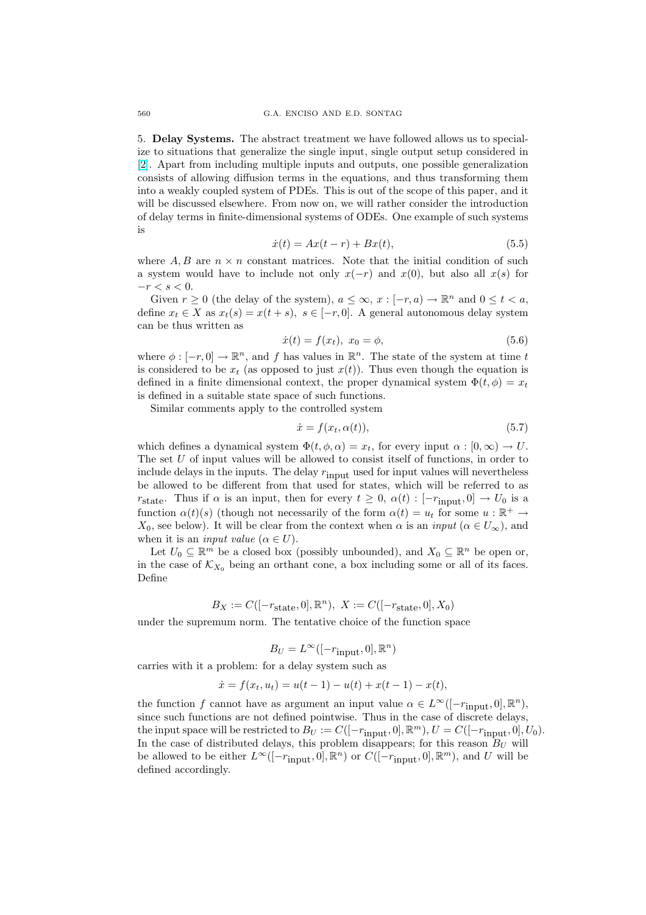5. **Delay Systems.** The abstract treatment we have followed allows us to specialize to situations that generalize the single input, single output setup considered in [2]. Apart from including multiple inputs and outputs, one possible generalization consists of allowing diffusion terms in the equations, and thus transforming them into a weakly coupled system of PDEs. This is out of the scope of this paper, and it will be discussed elsewhere. From now on, we will rather consider the introduction of delay terms in finite-dimensional systems of ODEs. One example of such systems is

$$\dot{x}(t) = Ax(t-r) + Bx(t), \tag{5.5}$$

where $A, B$ are $n \times n$ constant matrices. Note that the initial condition of such a system would have to include not only $x(-r)$ and $x(0)$, but also all $x(s)$ for $-r < s < 0$.

Given $r \geq 0$ (the delay of the system), $a \leq \infty$, $x : [-r, a) \to \mathbb{R}^n$ and $0 \leq t < a$, define $x_t \in X$ as $x_t(s) = x(t+s)$, $s \in [-r, 0]$. A general autonomous delay system can be thus written as

$$\dot{x}(t) = f(x_t), \; x_0 = \phi, \tag{5.6}$$

where $\phi : [-r, 0] \to \mathbb{R}^n$, and $f$ has values in $\mathbb{R}^n$. The state of the system at time $t$ is considered to be $x_t$ (as opposed to just $x(t)$). Thus even though the equation is defined in a finite dimensional context, the proper dynamical system $\Phi(t, \phi) = x_t$ is defined in a suitable state space of such functions.

Similar comments apply to the controlled system

$$\dot{x} = f(x_t, \alpha(t)), \tag{5.7}$$

which defines a dynamical system $\Phi(t, \phi, \alpha) = x_t$, for every input $\alpha : [0, \infty) \to U$. The set $U$ of input values will be allowed to consist itself of functions, in order to include delays in the inputs. The delay $r_{\text{input}}$ used for input values will nevertheless be allowed to be different from that used for states, which will be referred to as $r_{\text{state}}$. Thus if $\alpha$ is an input, then for every $t \geq 0$, $\alpha(t) : [-r_{\text{input}}, 0] \to U_0$ is a function $\alpha(t)(s)$ (though not necessarily of the form $\alpha(t) = u_t$ for some $u : \mathbb{R}^+ \to X_0$, see below). It will be clear from the context when $\alpha$ is an *input* ($\alpha \in U_\infty$), and when it is an *input value* ($\alpha \in U$).

Let $U_0 \subseteq \mathbb{R}^m$ be a closed box (possibly unbounded), and $X_0 \subseteq \mathbb{R}^n$ be open or, in the case of $\mathcal{K}_{X_0}$ being an orthant cone, a box including some or all of its faces. Define

$$B_X := C([-r_{\text{state}}, 0], \mathbb{R}^n), \; X := C([-r_{\text{state}}, 0], X_0)$$

under the supremum norm. The tentative choice of the function space

$$B_U = L^\infty([-r_{\text{input}}, 0], \mathbb{R}^n)$$

carries with it a problem: for a delay system such as

$$\dot{x} = f(x_t, u_t) = u(t-1) - u(t) + x(t-1) - x(t),$$

the function $f$ cannot have as argument an input value $\alpha \in L^\infty([-r_{\text{input}}, 0], \mathbb{R}^n)$, since such functions are not defined pointwise. Thus in the case of discrete delays, the input space will be restricted to $B_U := C([-r_{\text{input}}, 0], \mathbb{R}^m)$, $U = C([-r_{\text{input}}, 0], U_0)$. In the case of distributed delays, this problem disappears; for this reason $B_U$ will be allowed to be either $L^\infty([-r_{\text{input}}, 0], \mathbb{R}^n)$ or $C([-r_{\text{input}}, 0], \mathbb{R}^m)$, and $U$ will be defined accordingly.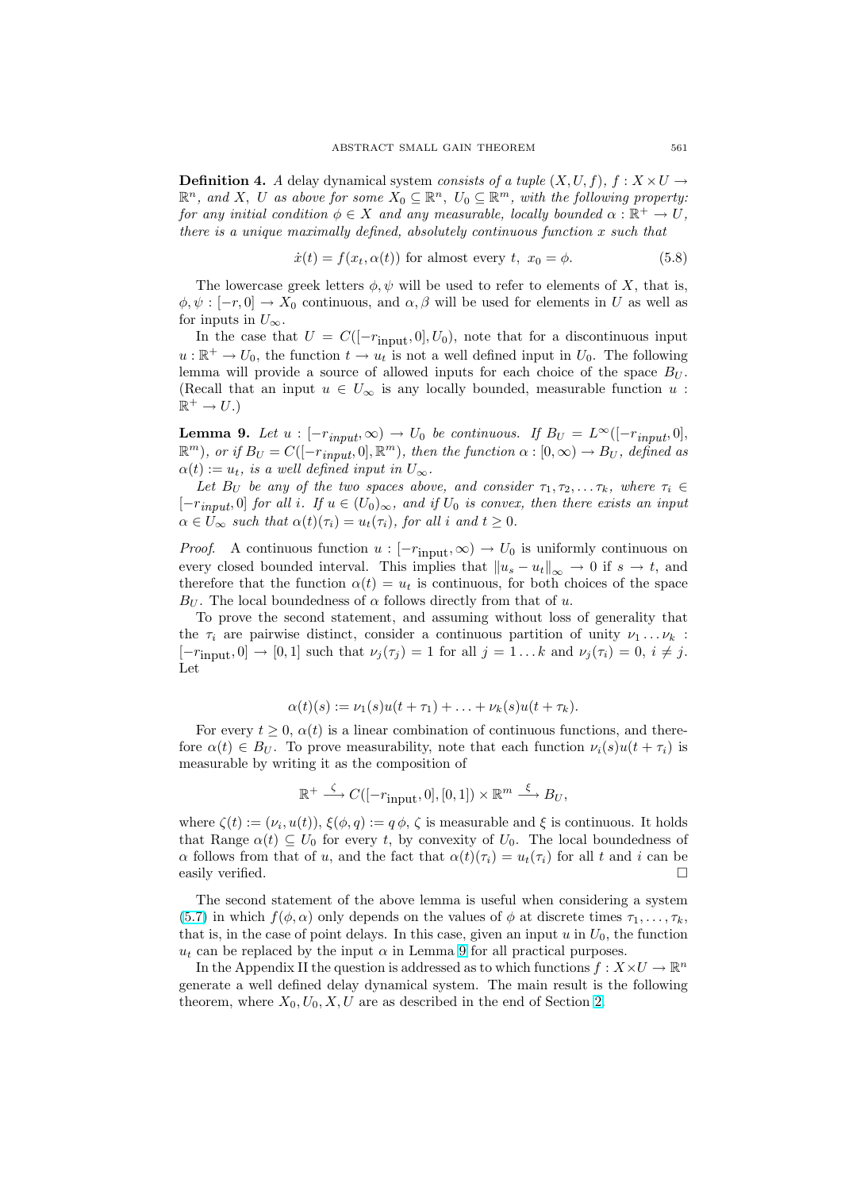**Definition 4.** *A delay dynamical system consists of a tuple $(X, U, f)$, $f : X \times U \to \mathbb{R}^n$, and $X$, $U$ as above for some $X_0 \subseteq \mathbb{R}^n$, $U_0 \subseteq \mathbb{R}^m$, with the following property: for any initial condition $\phi \in X$ and any measurable, locally bounded $\alpha : \mathbb{R}^+ \to U$, there is a unique maximally defined, absolutely continuous function $x$ such that*

$$\dot{x}(t) = f(x_t, \alpha(t)) \text{ for almost every } t,\ x_0 = \phi. \tag{5.8}$$

The lowercase greek letters $\phi, \psi$ will be used to refer to elements of $X$, that is, $\phi, \psi : [-r, 0] \to X_0$ continuous, and $\alpha, \beta$ will be used for elements in $U$ as well as for inputs in $U_\infty$.

In the case that $U = C([-r_{\text{input}}, 0], U_0)$, note that for a discontinuous input $u : \mathbb{R}^+ \to U_0$, the function $t \to u_t$ is not a well defined input in $U_0$. The following lemma will provide a source of allowed inputs for each choice of the space $B_U$. (Recall that an input $u \in U_\infty$ is any locally bounded, measurable function $u : \mathbb{R}^+ \to U$.)

**Lemma 9.** *Let $u : [-r_{input}, \infty) \to U_0$ be continuous. If $B_U = L^\infty([-r_{input}, 0], \mathbb{R}^m)$, or if $B_U = C([-r_{input}, 0], \mathbb{R}^m)$, then the function $\alpha : [0, \infty) \to B_U$, defined as $\alpha(t) := u_t$, is a well defined input in $U_\infty$.*

*Let $B_U$ be any of the two spaces above, and consider $\tau_1, \tau_2, \ldots \tau_k$, where $\tau_i \in [-r_{input}, 0]$ for all $i$. If $u \in (U_0)_\infty$, and if $U_0$ is convex, then there exists an input $\alpha \in U_\infty$ such that $\alpha(t)(\tau_i) = u_t(\tau_i)$, for all $i$ and $t \geq 0$.*

*Proof.* A continuous function $u : [-r_{\text{input}}, \infty) \to U_0$ is uniformly continuous on every closed bounded interval. This implies that $\|u_s - u_t\|_\infty \to 0$ if $s \to t$, and therefore that the function $\alpha(t) = u_t$ is continuous, for both choices of the space $B_U$. The local boundedness of $\alpha$ follows directly from that of $u$.

To prove the second statement, and assuming without loss of generality that the $\tau_i$ are pairwise distinct, consider a continuous partition of unity $\nu_1 \ldots \nu_k : [-r_{\text{input}}, 0] \to [0, 1]$ such that $\nu_j(\tau_j) = 1$ for all $j = 1 \ldots k$ and $\nu_j(\tau_i) = 0$, $i \neq j$. Let

$$\alpha(t)(s) := \nu_1(s) u(t + \tau_1) + \ldots + \nu_k(s) u(t + \tau_k).$$

For every $t \geq 0$, $\alpha(t)$ is a linear combination of continuous functions, and therefore $\alpha(t) \in B_U$. To prove measurability, note that each function $\nu_i(s) u(t + \tau_i)$ is measurable by writing it as the composition of

$$\mathbb{R}^+ \xrightarrow{\ \zeta\ } C([-r_{\text{input}}, 0], [0, 1]) \times \mathbb{R}^m \xrightarrow{\ \xi\ } B_U,$$

where $\zeta(t) := (\nu_i, u(t))$, $\xi(\phi, q) := q\,\phi$, $\zeta$ is measurable and $\xi$ is continuous. It holds that Range $\alpha(t) \subseteq U_0$ for every $t$, by convexity of $U_0$. The local boundedness of $\alpha$ follows from that of $u$, and the fact that $\alpha(t)(\tau_i) = u_t(\tau_i)$ for all $t$ and $i$ can be easily verified. $\square$

The second statement of the above lemma is useful when considering a system (5.7) in which $f(\phi, \alpha)$ only depends on the values of $\phi$ at discrete times $\tau_1, \ldots, \tau_k$, that is, in the case of point delays. In this case, given an input $u$ in $U_0$, the function $u_t$ can be replaced by the input $\alpha$ in Lemma 9 for all practical purposes.

In the Appendix II the question is addressed as to which functions $f : X \times U \to \mathbb{R}^n$ generate a well defined delay dynamical system. The main result is the following theorem, where $X_0, U_0, X, U$ are as described in the end of Section 2.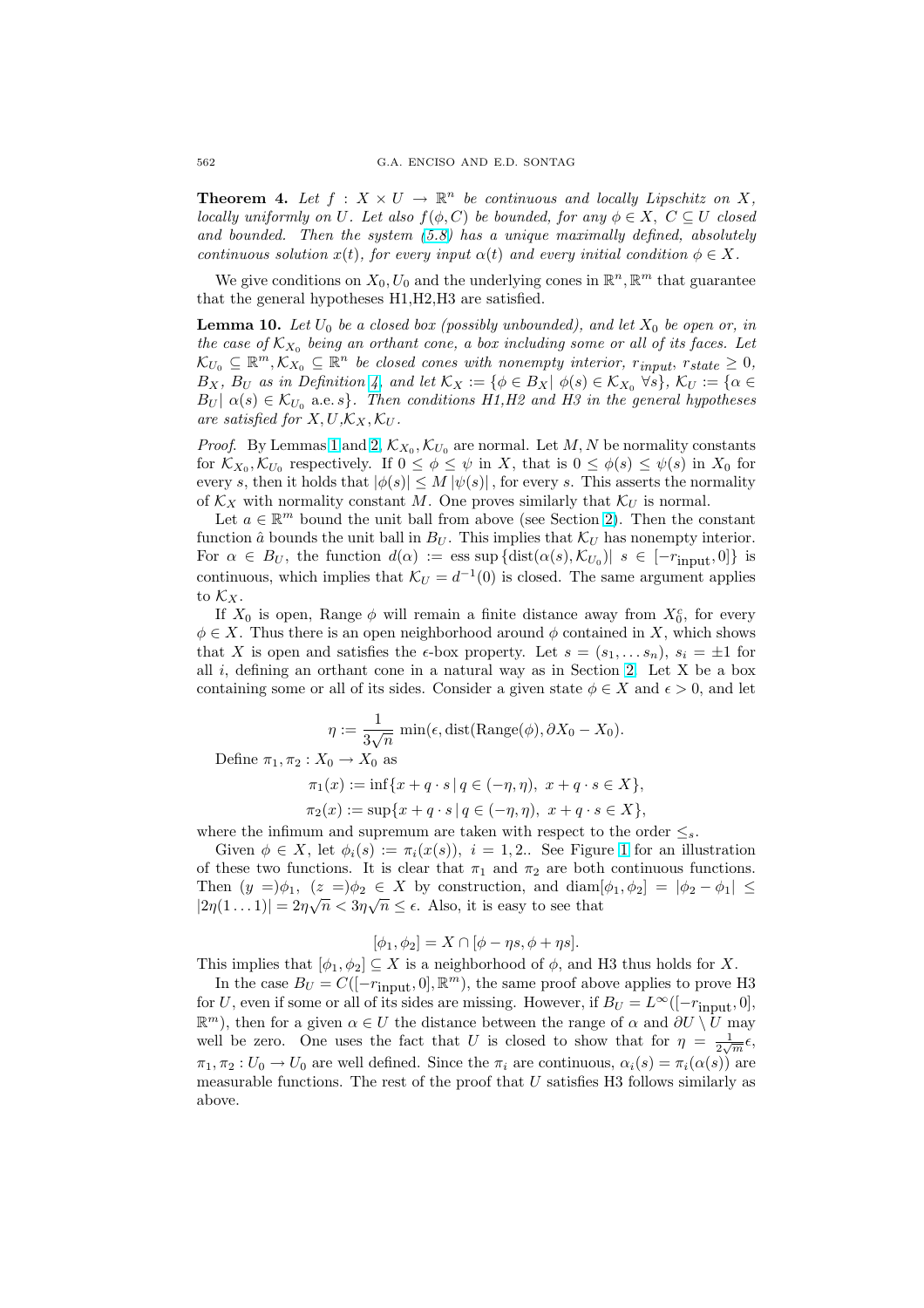**Theorem 4.** *Let $f : X \times U \to \mathbb{R}^n$ be continuous and locally Lipschitz on $X$, locally uniformly on $U$. Let also $f(\phi, C)$ be bounded, for any $\phi \in X$, $C \subseteq U$ closed and bounded. Then the system (5.8) has a unique maximally defined, absolutely continuous solution $x(t)$, for every input $\alpha(t)$ and every initial condition $\phi \in X$.*

We give conditions on $X_0, U_0$ and the underlying cones in $\mathbb{R}^n, \mathbb{R}^m$ that guarantee that the general hypotheses H1,H2,H3 are satisfied.

**Lemma 10.** *Let $U_0$ be a closed box (possibly unbounded), and let $X_0$ be open or, in the case of $\mathcal{K}_{X_0}$ being an orthant cone, a box including some or all of its faces. Let $\mathcal{K}_{U_0} \subseteq \mathbb{R}^m, \mathcal{K}_{X_0} \subseteq \mathbb{R}^n$ be closed cones with nonempty interior, $r_{input}$, $r_{state} \geq 0$, $B_X$, $B_U$ as in Definition 4, and let $\mathcal{K}_X := \{\phi \in B_X | \ \phi(s) \in \mathcal{K}_{X_0} \ \forall s\}$, $\mathcal{K}_U := \{\alpha \in B_U | \ \alpha(s) \in \mathcal{K}_{U_0}$ a.e. $s\}$. Then conditions H1,H2 and H3 in the general hypotheses are satisfied for $X, U, \mathcal{K}_X, \mathcal{K}_U$.*

*Proof.* By Lemmas 1 and 2, $\mathcal{K}_{X_0}, \mathcal{K}_{U_0}$ are normal. Let $M, N$ be normality constants for $\mathcal{K}_{X_0}, \mathcal{K}_{U_0}$ respectively. If $0 \leq \phi \leq \psi$ in $X$, that is $0 \leq \phi(s) \leq \psi(s)$ in $X_0$ for every $s$, then it holds that $|\phi(s)| \leq M\,|\psi(s)|$, for every $s$. This asserts the normality of $\mathcal{K}_X$ with normality constant $M$. One proves similarly that $\mathcal{K}_U$ is normal.

Let $a \in \mathbb{R}^m$ bound the unit ball from above (see Section 2). Then the constant function $\hat{a}$ bounds the unit ball in $B_U$. This implies that $\mathcal{K}_U$ has nonempty interior. For $\alpha \in B_U$, the function $d(\alpha) := \text{ess sup}\,\{\text{dist}(\alpha(s), \mathcal{K}_{U_0})| \ s \in [-r_{\text{input}}, 0]\}$ is continuous, which implies that $\mathcal{K}_U = d^{-1}(0)$ is closed. The same argument applies to $\mathcal{K}_X$.

If $X_0$ is open, Range $\phi$ will remain a finite distance away from $X_0^c$, for every $\phi \in X$. Thus there is an open neighborhood around $\phi$ contained in $X$, which shows that $X$ is open and satisfies the $\epsilon$-box property. Let $s = (s_1, \ldots s_n)$, $s_i = \pm 1$ for all $i$, defining an orthant cone in a natural way as in Section 2. Let X be a box containing some or all of its sides. Consider a given state $\phi \in X$ and $\epsilon > 0$, and let

$$\eta := \frac{1}{3\sqrt{n}} \min(\epsilon, \text{dist}(\text{Range}(\phi), \partial X_0 - X_0).$$

Define $\pi_1, \pi_2 : X_0 \to X_0$ as

$$\pi_1(x) := \inf\{x + q \cdot s \,|\, q \in (-\eta, \eta), \ x + q \cdot s \in X\},$$

$$\pi_2(x) := \sup\{x + q \cdot s \,|\, q \in (-\eta, \eta), \ x + q \cdot s \in X\},$$

where the infimum and supremum are taken with respect to the order $\leq_s$.

Given $\phi \in X$, let $\phi_i(s) := \pi_i(x(s))$, $i = 1, 2$.. See Figure 1 for an illustration of these two functions. It is clear that $\pi_1$ and $\pi_2$ are both continuous functions. Then $(y =)\phi_1$, $(z =)\phi_2 \in X$ by construction, and $\text{diam}[\phi_1, \phi_2] = |\phi_2 - \phi_1| \leq |2\eta(1 \ldots 1)| = 2\eta\sqrt{n} < 3\eta\sqrt{n} \leq \epsilon$. Also, it is easy to see that

$$[\phi_1, \phi_2] = X \cap [\phi - \eta s, \phi + \eta s].$$

This implies that $[\phi_1, \phi_2] \subseteq X$ is a neighborhood of $\phi$, and H3 thus holds for $X$.

In the case $B_U = C([-r_{\text{input}}, 0], \mathbb{R}^m)$, the same proof above applies to prove H3 for $U$, even if some or all of its sides are missing. However, if $B_U = L^\infty([-r_{\text{input}}, 0], \mathbb{R}^m)$, then for a given $\alpha \in U$ the distance between the range of $\alpha$ and $\partial U \setminus U$ may well be zero. One uses the fact that $U$ is closed to show that for $\eta = \frac{1}{2\sqrt{m}}\epsilon$, $\pi_1, \pi_2 : U_0 \to U_0$ are well defined. Since the $\pi_i$ are continuous, $\alpha_i(s) = \pi_i(\alpha(s))$ are measurable functions. The rest of the proof that $U$ satisfies H3 follows similarly as above.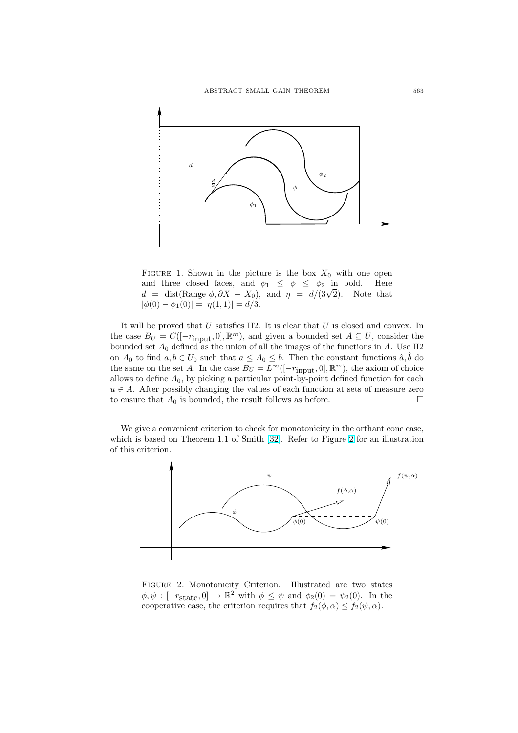FIGURE 1. Shown in the picture is the box $X_0$ with one open and three closed faces, and $\phi_1 \leq \phi \leq \phi_2$ in bold. Here $d = \text{dist}(\text{Range}\ \phi, \partial X - X_0)$, and $\eta = d/(3\sqrt{2})$. Note that $|\phi(0) - \phi_1(0)| = |\eta(1,1)| = d/3$.

It will be proved that $U$ satisfies H2. It is clear that $U$ is closed and convex. In the case $B_U = C([-r_{\text{input}}, 0], \mathbb{R}^m)$, and given a bounded set $A \subseteq U$, consider the bounded set $A_0$ defined as the union of all the images of the functions in $A$. Use H2 on $A_0$ to find $a, b \in U_0$ such that $a \leq A_0 \leq b$. Then the constant functions $\hat{a}, \hat{b}$ do the same on the set $A$. In the case $B_U = L^\infty([-r_{\text{input}}, 0], \mathbb{R}^m)$, the axiom of choice allows to define $A_0$, by picking a particular point-by-point defined function for each $u \in A$. After possibly changing the values of each function at sets of measure zero to ensure that $A_0$ is bounded, the result follows as before. $\square$

We give a convenient criterion to check for monotonicity in the orthant cone case, which is based on Theorem 1.1 of Smith [32]. Refer to Figure 2 for an illustration of this criterion.

FIGURE 2. Monotonicity Criterion. Illustrated are two states $\phi, \psi : [-r_{\text{state}}, 0] \to \mathbb{R}^2$ with $\phi \leq \psi$ and $\phi_2(0) = \psi_2(0)$. In the cooperative case, the criterion requires that $f_2(\phi, \alpha) \leq f_2(\psi, \alpha)$.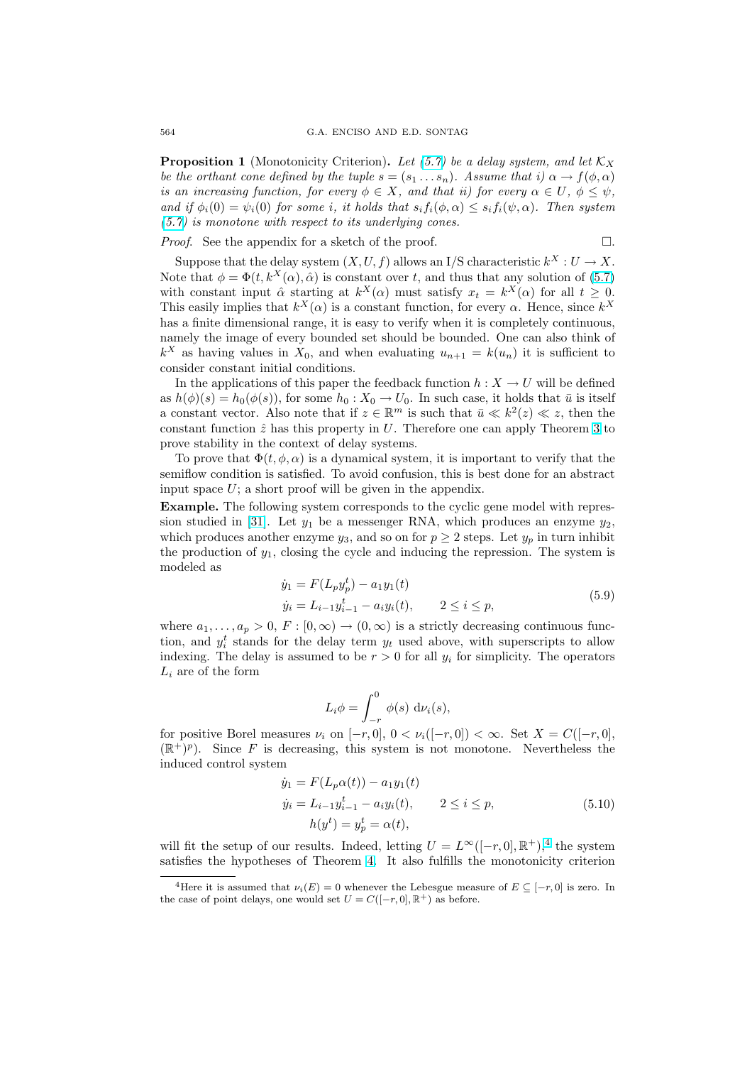**Proposition 1** (Monotonicity Criterion)**.** *Let (5.7) be a delay system, and let $\mathcal{K}_X$ be the orthant cone defined by the tuple $s = (s_1 \dots s_n)$. Assume that i) $\alpha \to f(\phi, \alpha)$ is an increasing function, for every $\phi \in X$, and that ii) for every $\alpha \in U$, $\phi \leq \psi$, and if $\phi_i(0) = \psi_i(0)$ for some $i$, it holds that $s_i f_i(\phi, \alpha) \leq s_i f_i(\psi, \alpha)$. Then system (5.7) is monotone with respect to its underlying cones.*

*Proof.* See the appendix for a sketch of the proof. □.

Suppose that the delay system $(X, U, f)$ allows an I/S characteristic $k^X : U \to X$. Note that $\phi = \Phi(t, k^X(\alpha), \hat{\alpha})$ is constant over $t$, and thus that any solution of (5.7) with constant input $\hat{\alpha}$ starting at $k^X(\alpha)$ must satisfy $x_t = k^X(\alpha)$ for all $t \geq 0$. This easily implies that $k^X(\alpha)$ is a constant function, for every $\alpha$. Hence, since $k^X$ has a finite dimensional range, it is easy to verify when it is completely continuous, namely the image of every bounded set should be bounded. One can also think of $k^X$ as having values in $X_0$, and when evaluating $u_{n+1} = k(u_n)$ it is sufficient to consider constant initial conditions.

In the applications of this paper the feedback function $h : X \to U$ will be defined as $h(\phi)(s) = h_0(\phi(s))$, for some $h_0 : X_0 \to U_0$. In such case, it holds that $\bar{u}$ is itself a constant vector. Also note that if $z \in \mathbb{R}^m$ is such that $\bar{u} \ll k^2(z) \ll z$, then the constant function $\hat{z}$ has this property in $U$. Therefore one can apply Theorem 3 to prove stability in the context of delay systems.

To prove that $\Phi(t, \phi, \alpha)$ is a dynamical system, it is important to verify that the semiflow condition is satisfied. To avoid confusion, this is best done for an abstract input space $U$; a short proof will be given in the appendix.

**Example.** The following system corresponds to the cyclic gene model with repression studied in [31]. Let $y_1$ be a messenger RNA, which produces an enzyme $y_2$, which produces another enzyme $y_3$, and so on for $p \geq 2$ steps. Let $y_p$ in turn inhibit the production of $y_1$, closing the cycle and inducing the repression. The system is modeled as

$$\begin{aligned} \dot{y}_1 &= F(L_p y_p^t) - a_1 y_1(t) \\ \dot{y}_i &= L_{i-1} y_{i-1}^t - a_i y_i(t), \qquad 2 \leq i \leq p, \end{aligned} \tag{5.9}$$

where $a_1, \dots, a_p > 0$, $F : [0, \infty) \to (0, \infty)$ is a strictly decreasing continuous function, and $y_i^t$ stands for the delay term $y_t$ used above, with superscripts to allow indexing. The delay is assumed to be $r > 0$ for all $y_i$ for simplicity. The operators $L_i$ are of the form

$$L_i \phi = \int_{-r}^{0} \phi(s) \, \mathrm{d}\nu_i(s),$$

for positive Borel measures $\nu_i$ on $[-r, 0]$, $0 < \nu_i([-r, 0]) < \infty$. Set $X = C([-r, 0], (\mathbb{R}^+)^p)$. Since $F$ is decreasing, this system is not monotone. Nevertheless the induced control system

$$\begin{aligned} \dot{y}_1 &= F(L_p \alpha(t)) - a_1 y_1(t) \\ \dot{y}_i &= L_{i-1} y_{i-1}^t - a_i y_i(t), \qquad 2 \leq i \leq p, \\ h(y^t) &= y_p^t = \alpha(t), \end{aligned} \tag{5.10}$$

will fit the setup of our results. Indeed, letting $U = L^\infty([-r, 0], \mathbb{R}^+)$,[4] the system satisfies the hypotheses of Theorem 4. It also fulfills the monotonicity criterion

[4] Here it is assumed that $\nu_i(E) = 0$ whenever the Lebesgue measure of $E \subseteq [-r, 0]$ is zero. In the case of point delays, one would set $U = C([-r, 0], \mathbb{R}^+)$ as before.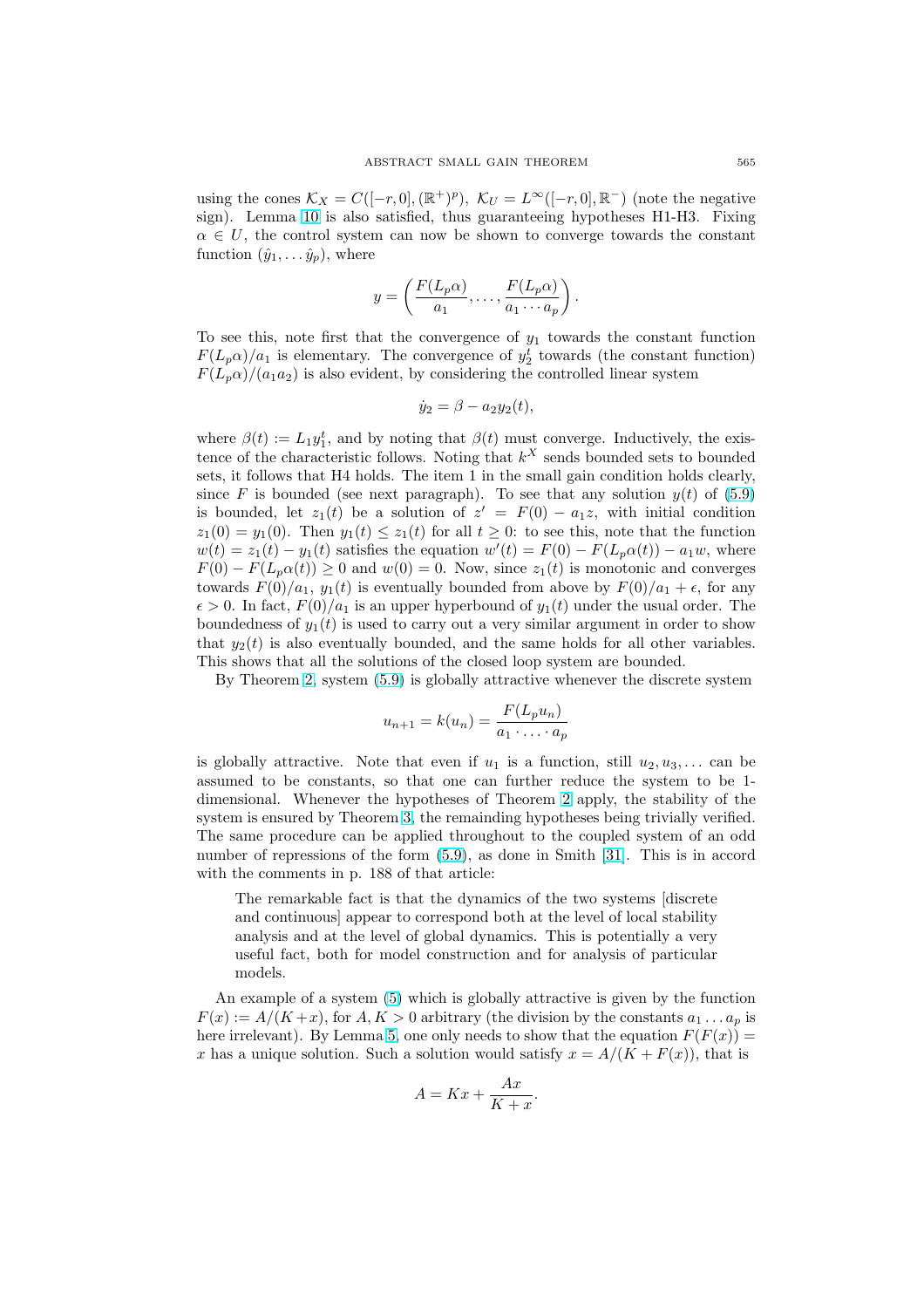using the cones $\mathcal{K}_X = C([-r,0],(\mathbb{R}^+)^p)$, $\mathcal{K}_U = L^\infty([-r,0],\mathbb{R}^-)$ (note the negative sign). Lemma 10 is also satisfied, thus guaranteeing hypotheses H1-H3. Fixing $\alpha \in U$, the control system can now be shown to converge towards the constant function $(\hat{y}_1, \dots \hat{y}_p)$, where

$$y = \left( \frac{F(L_p\alpha)}{a_1}, \dots, \frac{F(L_p\alpha)}{a_1 \cdots a_p} \right).$$

To see this, note first that the convergence of $y_1$ towards the constant function $F(L_p\alpha)/a_1$ is elementary. The convergence of $y_2^t$ towards (the constant function) $F(L_p\alpha)/(a_1a_2)$ is also evident, by considering the controlled linear system

$$\dot{y}_2 = \beta - a_2 y_2(t),$$

where $\beta(t) := L_1 y_1^t$, and by noting that $\beta(t)$ must converge. Inductively, the existence of the characteristic follows. Noting that $k^X$ sends bounded sets to bounded sets, it follows that H4 holds. The item 1 in the small gain condition holds clearly, since $F$ is bounded (see next paragraph). To see that any solution $y(t)$ of (5.9) is bounded, let $z_1(t)$ be a solution of $z' = F(0) - a_1 z$, with initial condition $z_1(0) = y_1(0)$. Then $y_1(t) \leq z_1(t)$ for all $t \geq 0$: to see this, note that the function $w(t) = z_1(t) - y_1(t)$ satisfies the equation $w'(t) = F(0) - F(L_p\alpha(t)) - a_1 w$, where $F(0) - F(L_p\alpha(t)) \geq 0$ and $w(0) = 0$. Now, since $z_1(t)$ is monotonic and converges towards $F(0)/a_1$, $y_1(t)$ is eventually bounded from above by $F(0)/a_1 + \epsilon$, for any $\epsilon > 0$. In fact, $F(0)/a_1$ is an upper hyperbound of $y_1(t)$ under the usual order. The boundedness of $y_1(t)$ is used to carry out a very similar argument in order to show that $y_2(t)$ is also eventually bounded, and the same holds for all other variables. This shows that all the solutions of the closed loop system are bounded.

By Theorem 2, system (5.9) is globally attractive whenever the discrete system

$$u_{n+1} = k(u_n) = \frac{F(L_p u_n)}{a_1 \cdot \ldots \cdot a_p}$$

is globally attractive. Note that even if $u_1$ is a function, still $u_2, u_3, \dots$ can be assumed to be constants, so that one can further reduce the system to be 1-dimensional. Whenever the hypotheses of Theorem 2 apply, the stability of the system is ensured by Theorem 3, the remainding hypotheses being trivially verified. The same procedure can be applied throughout to the coupled system of an odd number of repressions of the form (5.9), as done in Smith [31]. This is in accord with the comments in p. 188 of that article:

> The remarkable fact is that the dynamics of the two systems [discrete and continuous] appear to correspond both at the level of local stability analysis and at the level of global dynamics. This is potentially a very useful fact, both for model construction and for analysis of particular models.

An example of a system (5) which is globally attractive is given by the function $F(x) := A/(K+x)$, for $A, K > 0$ arbitrary (the division by the constants $a_1 \dots a_p$ is here irrelevant). By Lemma 5, one only needs to show that the equation $F(F(x)) = x$ has a unique solution. Such a solution would satisfy $x = A/(K + F(x))$, that is

$$A = Kx + \frac{Ax}{K + x}.$$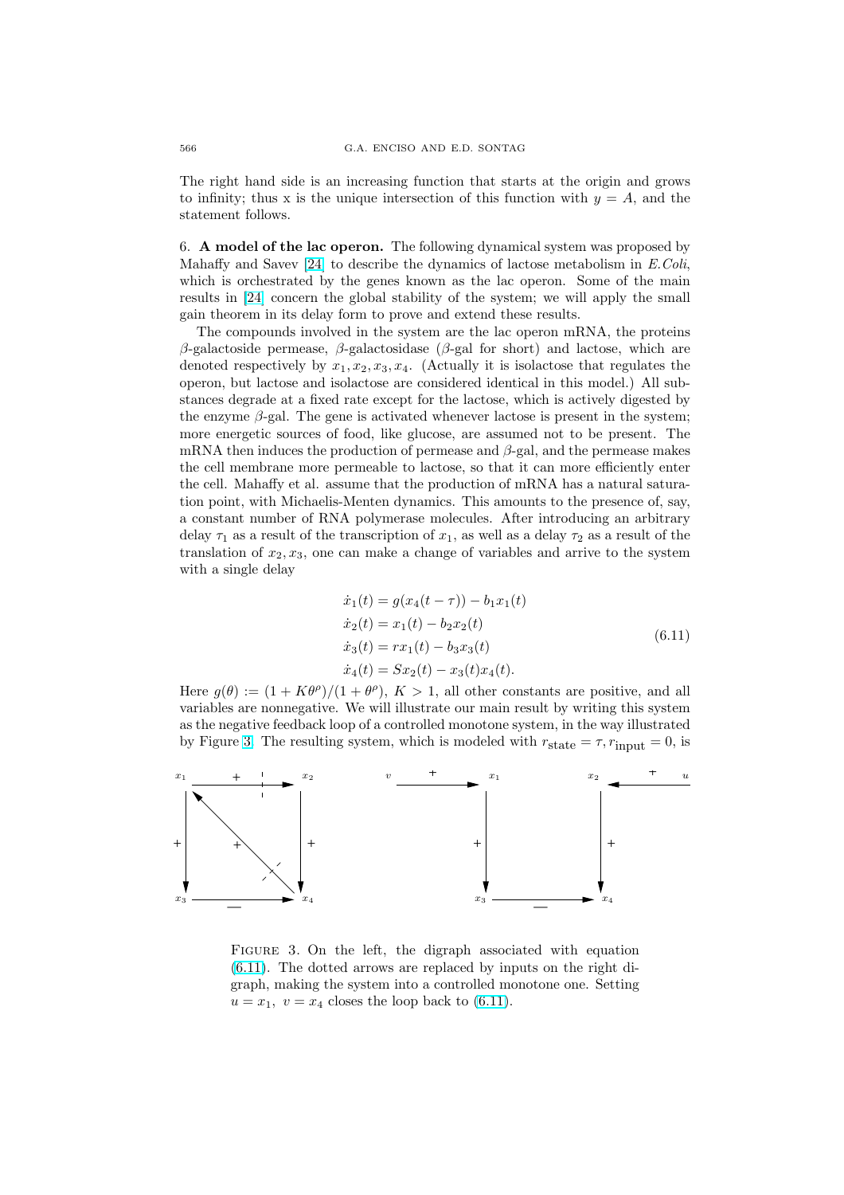The right hand side is an increasing function that starts at the origin and grows to infinity; thus x is the unique intersection of this function with $y = A$, and the statement follows.

## 6. A model of the lac operon.

The following dynamical system was proposed by Mahaffy and Savev [24] to describe the dynamics of lactose metabolism in *E.Coli*, which is orchestrated by the genes known as the lac operon. Some of the main results in [24] concern the global stability of the system; we will apply the small gain theorem in its delay form to prove and extend these results.

The compounds involved in the system are the lac operon mRNA, the proteins $\beta$-galactoside permease, $\beta$-galactosidase ($\beta$-gal for short) and lactose, which are denoted respectively by $x_1, x_2, x_3, x_4$. (Actually it is isolactose that regulates the operon, but lactose and isolactose are considered identical in this model.) All substances degrade at a fixed rate except for the lactose, which is actively digested by the enzyme $\beta$-gal. The gene is activated whenever lactose is present in the system; more energetic sources of food, like glucose, are assumed not to be present. The mRNA then induces the production of permease and $\beta$-gal, and the permease makes the cell membrane more permeable to lactose, so that it can more efficiently enter the cell. Mahaffy et al. assume that the production of mRNA has a natural saturation point, with Michaelis-Menten dynamics. This amounts to the presence of, say, a constant number of RNA polymerase molecules. After introducing an arbitrary delay $\tau_1$ as a result of the transcription of $x_1$, as well as a delay $\tau_2$ as a result of the translation of $x_2, x_3$, one can make a change of variables and arrive to the system with a single delay

$$
\begin{aligned}
\dot{x}_1(t) &= g(x_4(t-\tau)) - b_1 x_1(t) \\
\dot{x}_2(t) &= x_1(t) - b_2 x_2(t) \\
\dot{x}_3(t) &= r x_1(t) - b_3 x_3(t) \\
\dot{x}_4(t) &= S x_2(t) - x_3(t) x_4(t).
\end{aligned}
\tag{6.11}
$$

Here $g(\theta) := (1 + K\theta^\rho)/(1 + \theta^\rho)$, $K > 1$, all other constants are positive, and all variables are nonnegative. We will illustrate our main result by writing this system as the negative feedback loop of a controlled monotone system, in the way illustrated by Figure 3. The resulting system, which is modeled with $r_{\text{state}} = \tau, r_{\text{input}} = 0$, is

FIGURE 3. On the left, the digraph associated with equation (6.11). The dotted arrows are replaced by inputs on the right digraph, making the system into a controlled monotone one. Setting $u = x_1$, $v = x_4$ closes the loop back to (6.11).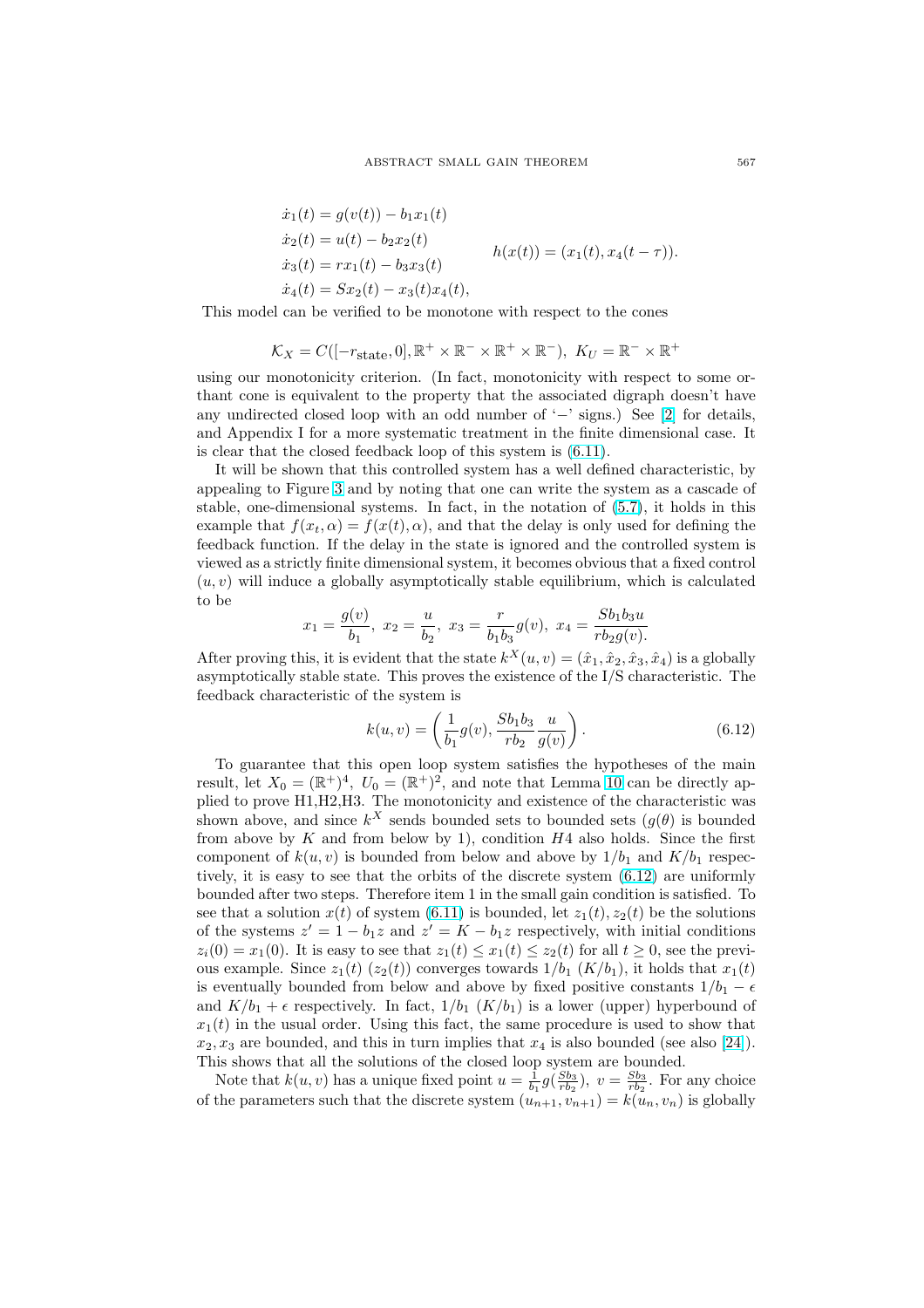$$
\begin{aligned}
\dot{x}_1(t) &= g(v(t)) - b_1 x_1(t) \\
\dot{x}_2(t) &= u(t) - b_2 x_2(t) \\
\dot{x}_3(t) &= r x_1(t) - b_3 x_3(t) \\
\dot{x}_4(t) &= S x_2(t) - x_3(t) x_4(t),
\end{aligned}
\qquad h(x(t)) = (x_1(t), x_4(t-\tau)).
$$

This model can be verified to be monotone with respect to the cones

$$
\mathcal{K}_X = C([-r_{\text{state}}, 0], \mathbb{R}^+ \times \mathbb{R}^- \times \mathbb{R}^+ \times \mathbb{R}^-),\ K_U = \mathbb{R}^- \times \mathbb{R}^+
$$

using our monotonicity criterion. (In fact, monotonicity with respect to some orthant cone is equivalent to the property that the associated digraph doesn't have any undirected closed loop with an odd number of '$-$' signs.) See [2] for details, and Appendix I for a more systematic treatment in the finite dimensional case. It is clear that the closed feedback loop of this system is (6.11).

It will be shown that this controlled system has a well defined characteristic, by appealing to Figure 3 and by noting that one can write the system as a cascade of stable, one-dimensional systems. In fact, in the notation of (5.7), it holds in this example that $f(x_t, \alpha) = f(x(t), \alpha)$, and that the delay is only used for defining the feedback function. If the delay in the state is ignored and the controlled system is viewed as a strictly finite dimensional system, it becomes obvious that a fixed control $(u, v)$ will induce a globally asymptotically stable equilibrium, which is calculated to be

$$
x_1 = \frac{g(v)}{b_1},\ x_2 = \frac{u}{b_2},\ x_3 = \frac{r}{b_1 b_3} g(v),\ x_4 = \frac{S b_1 b_3 u}{r b_2 g(v)}.
$$

After proving this, it is evident that the state $k^X(u, v) = (\hat{x}_1, \hat{x}_2, \hat{x}_3, \hat{x}_4)$ is a globally asymptotically stable state. This proves the existence of the I/S characteristic. The feedback characteristic of the system is

$$
k(u, v) = \left( \frac{1}{b_1} g(v), \frac{S b_1 b_3}{r b_2} \frac{u}{g(v)} \right). \tag{6.12}
$$

To guarantee that this open loop system satisfies the hypotheses of the main result, let $X_0 = (\mathbb{R}^+)^4$, $U_0 = (\mathbb{R}^+)^2$, and note that Lemma 10 can be directly applied to prove H1,H2,H3. The monotonicity and existence of the characteristic was shown above, and since $k^X$ sends bounded sets to bounded sets ($g(\theta)$ is bounded from above by $K$ and from below by 1), condition $H4$ also holds. Since the first component of $k(u, v)$ is bounded from below and above by $1/b_1$ and $K/b_1$ respectively, it is easy to see that the orbits of the discrete system (6.12) are uniformly bounded after two steps. Therefore item 1 in the small gain condition is satisfied. To see that a solution $x(t)$ of system (6.11) is bounded, let $z_1(t), z_2(t)$ be the solutions of the systems $z' = 1 - b_1 z$ and $z' = K - b_1 z$ respectively, with initial conditions $z_i(0) = x_1(0)$. It is easy to see that $z_1(t) \leq x_1(t) \leq z_2(t)$ for all $t \geq 0$, see the previous example. Since $z_1(t)$ ($z_2(t)$) converges towards $1/b_1$ ($K/b_1$), it holds that $x_1(t)$ is eventually bounded from below and above by fixed positive constants $1/b_1 - \epsilon$ and $K/b_1 + \epsilon$ respectively. In fact, $1/b_1$ ($K/b_1$) is a lower (upper) hyperbound of $x_1(t)$ in the usual order. Using this fact, the same procedure is used to show that $x_2, x_3$ are bounded, and this in turn implies that $x_4$ is also bounded (see also [24]). This shows that all the solutions of the closed loop system are bounded.

Note that $k(u, v)$ has a unique fixed point $u = \frac{1}{b_1} g(\frac{S b_3}{r b_2})$, $v = \frac{S b_3}{r b_2}$. For any choice of the parameters such that the discrete system $(u_{n+1}, v_{n+1}) = k(u_n, v_n)$ is globally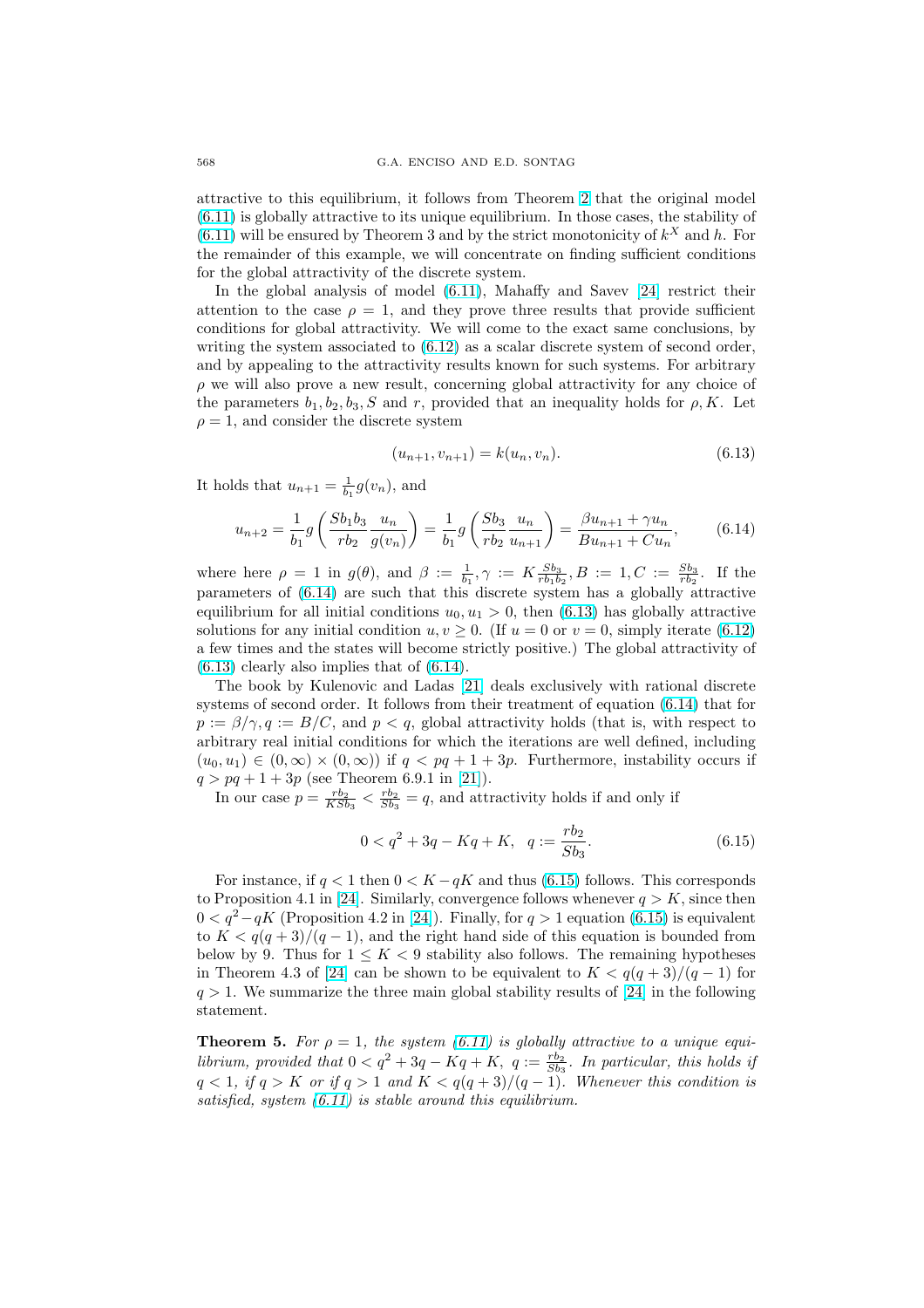attractive to this equilibrium, it follows from Theorem 2 that the original model (6.11) is globally attractive to its unique equilibrium. In those cases, the stability of (6.11) will be ensured by Theorem 3 and by the strict monotonicity of $k^X$ and $h$. For the remainder of this example, we will concentrate on finding sufficient conditions for the global attractivity of the discrete system.

In the global analysis of model (6.11), Mahaffy and Savev [24] restrict their attention to the case $\rho = 1$, and they prove three results that provide sufficient conditions for global attractivity. We will come to the exact same conclusions, by writing the system associated to (6.12) as a scalar discrete system of second order, and by appealing to the attractivity results known for such systems. For arbitrary $\rho$ we will also prove a new result, concerning global attractivity for any choice of the parameters $b_1, b_2, b_3, S$ and $r$, provided that an inequality holds for $\rho, K$. Let $\rho = 1$, and consider the discrete system

$$(u_{n+1}, v_{n+1}) = k(u_n, v_n). \tag{6.13}$$

It holds that $u_{n+1} = \frac{1}{b_1} g(v_n)$, and

$$u_{n+2} = \frac{1}{b_1} g\left( \frac{S b_1 b_3}{r b_2} \frac{u_n}{g(v_n)} \right) = \frac{1}{b_1} g\left( \frac{S b_3}{r b_2} \frac{u_n}{u_{n+1}} \right) = \frac{\beta u_{n+1} + \gamma u_n}{B u_{n+1} + C u_n}, \tag{6.14}$$

where here $\rho = 1$ in $g(\theta)$, and $\beta := \frac{1}{b_1}, \gamma := K \frac{S b_3}{r b_1 b_2}, B := 1, C := \frac{S b_3}{r b_2}$. If the parameters of (6.14) are such that this discrete system has a globally attractive equilibrium for all initial conditions $u_0, u_1 > 0$, then (6.13) has globally attractive solutions for any initial condition $u, v \geq 0$. (If $u = 0$ or $v = 0$, simply iterate (6.12) a few times and the states will become strictly positive.) The global attractivity of (6.13) clearly also implies that of (6.14).

The book by Kulenovic and Ladas [21] deals exclusively with rational discrete systems of second order. It follows from their treatment of equation (6.14) that for $p := \beta/\gamma, q := B/C$, and $p < q$, global attractivity holds (that is, with respect to arbitrary real initial conditions for which the iterations are well defined, including $(u_0, u_1) \in (0, \infty) \times (0, \infty)$) if $q < pq + 1 + 3p$. Furthermore, instability occurs if $q > pq + 1 + 3p$ (see Theorem 6.9.1 in [21]).

In our case $p = \frac{r b_2}{K S b_3} < \frac{r b_2}{S b_3} = q$, and attractivity holds if and only if

$$0 < q^2 + 3q - Kq + K, \quad q := \frac{r b_2}{S b_3}. \tag{6.15}$$

For instance, if $q < 1$ then $0 < K - qK$ and thus (6.15) follows. This corresponds to Proposition 4.1 in [24]. Similarly, convergence follows whenever $q > K$, since then $0 < q^2 - qK$ (Proposition 4.2 in [24]). Finally, for $q > 1$ equation (6.15) is equivalent to $K < q(q+3)/(q-1)$, and the right hand side of this equation is bounded from below by 9. Thus for $1 \leq K < 9$ stability also follows. The remaining hypotheses in Theorem 4.3 of [24] can be shown to be equivalent to $K < q(q+3)/(q-1)$ for $q > 1$. We summarize the three main global stability results of [24] in the following statement.

**Theorem 5.** *For $\rho = 1$, the system (6.11) is globally attractive to a unique equilibrium, provided that $0 < q^2 + 3q - Kq + K$, $q := \frac{r b_2}{S b_3}$. In particular, this holds if $q < 1$, if $q > K$ or if $q > 1$ and $K < q(q+3)/(q-1)$. Whenever this condition is satisfied, system (6.11) is stable around this equilibrium.*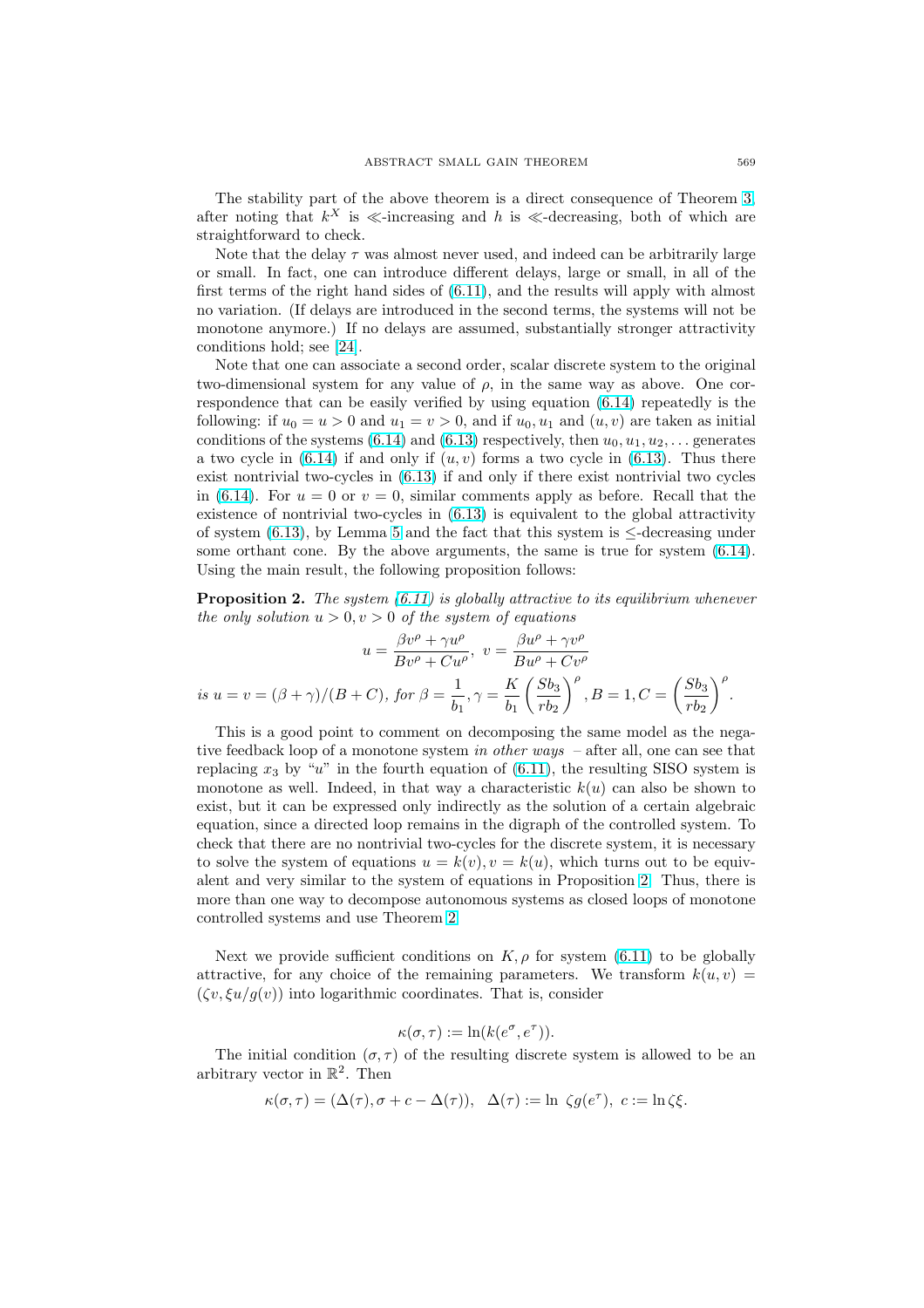The stability part of the above theorem is a direct consequence of Theorem 3, after noting that $k^X$ is $\ll$-increasing and $h$ is $\ll$-decreasing, both of which are straightforward to check.

Note that the delay $\tau$ was almost never used, and indeed can be arbitrarily large or small. In fact, one can introduce different delays, large or small, in all of the first terms of the right hand sides of (6.11), and the results will apply with almost no variation. (If delays are introduced in the second terms, the systems will not be monotone anymore.) If no delays are assumed, substantially stronger attractivity conditions hold; see [24].

Note that one can associate a second order, scalar discrete system to the original two-dimensional system for any value of $\rho$, in the same way as above. One correspondence that can be easily verified by using equation (6.14) repeatedly is the following: if $u_0 = u > 0$ and $u_1 = v > 0$, and if $u_0, u_1$ and $(u, v)$ are taken as initial conditions of the systems (6.14) and (6.13) respectively, then $u_0, u_1, u_2, \ldots$ generates a two cycle in (6.14) if and only if $(u, v)$ forms a two cycle in (6.13). Thus there exist nontrivial two-cycles in (6.13) if and only if there exist nontrivial two cycles in (6.14). For $u = 0$ or $v = 0$, similar comments apply as before. Recall that the existence of nontrivial two-cycles in (6.13) is equivalent to the global attractivity of system (6.13), by Lemma 5 and the fact that this system is $\leq$-decreasing under some orthant cone. By the above arguments, the same is true for system (6.14). Using the main result, the following proposition follows:

**Proposition 2.** *The system (6.11) is globally attractive to its equilibrium whenever the only solution $u > 0, v > 0$ of the system of equations*

$$u = \frac{\beta v^\rho + \gamma u^\rho}{B v^\rho + C u^\rho}, \;\; v = \frac{\beta u^\rho + \gamma v^\rho}{B u^\rho + C v^\rho}$$

*is $u = v = (\beta + \gamma)/(B + C)$, for* $\beta = \dfrac{1}{b_1}, \gamma = \dfrac{K}{b_1}\left(\dfrac{Sb_3}{rb_2}\right)^\rho, B = 1, C = \left(\dfrac{Sb_3}{rb_2}\right)^\rho.$

This is a good point to comment on decomposing the same model as the negative feedback loop of a monotone system *in other ways* – after all, one can see that replacing $x_3$ by "$u$" in the fourth equation of (6.11), the resulting SISO system is monotone as well. Indeed, in that way a characteristic $k(u)$ can also be shown to exist, but it can be expressed only indirectly as the solution of a certain algebraic equation, since a directed loop remains in the digraph of the controlled system. To check that there are no nontrivial two-cycles for the discrete system, it is necessary to solve the system of equations $u = k(v), v = k(u)$, which turns out to be equivalent and very similar to the system of equations in Proposition 2. Thus, there is more than one way to decompose autonomous systems as closed loops of monotone controlled systems and use Theorem 2.

Next we provide sufficient conditions on $K, \rho$ for system (6.11) to be globally attractive, for any choice of the remaining parameters. We transform $k(u, v) = (\zeta v, \xi u/g(v))$ into logarithmic coordinates. That is, consider

$$\kappa(\sigma, \tau) := \ln(k(e^\sigma, e^\tau)).$$

The initial condition $(\sigma, \tau)$ of the resulting discrete system is allowed to be an arbitrary vector in $\mathbb{R}^2$. Then

$$\kappa(\sigma, \tau) = (\Delta(\tau), \sigma + c - \Delta(\tau)), \;\; \Delta(\tau) := \ln\ \zeta g(e^\tau),\ c := \ln \zeta\xi.$$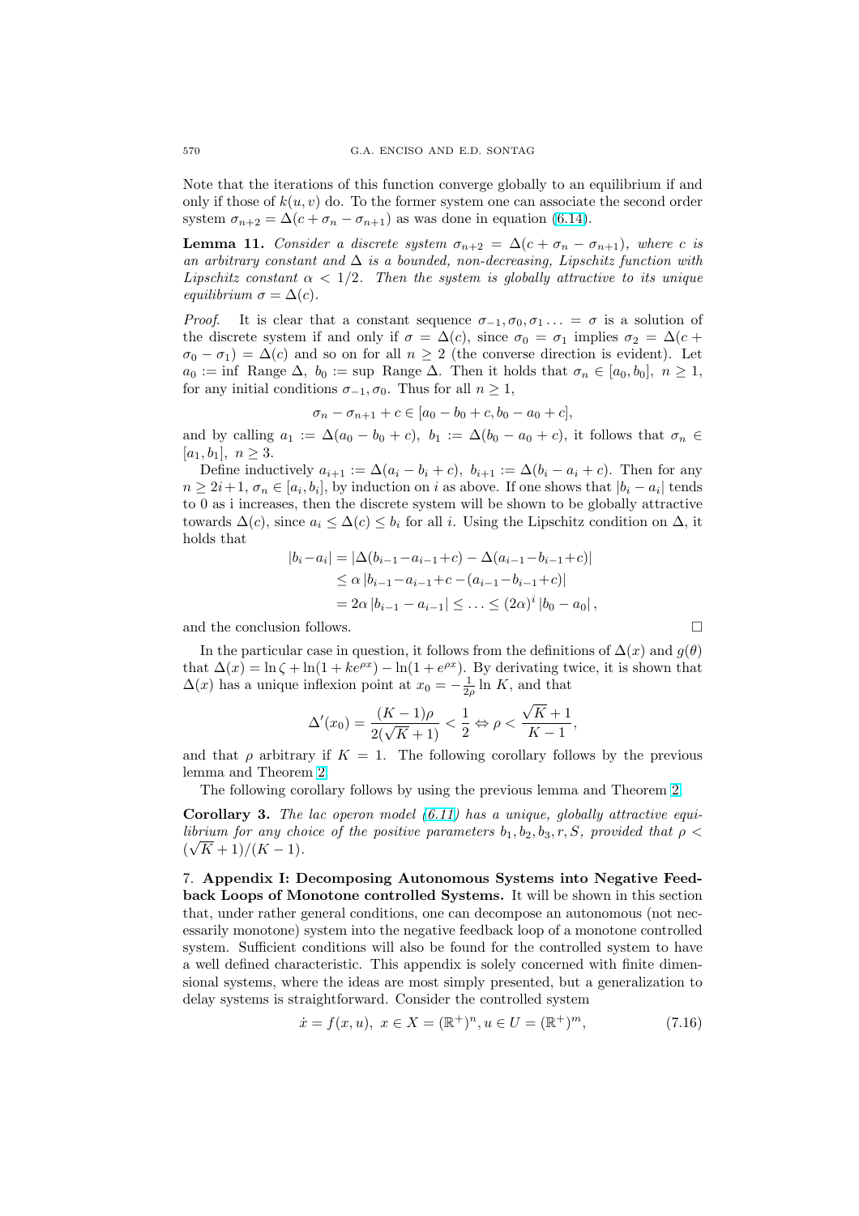Note that the iterations of this function converge globally to an equilibrium if and only if those of $k(u,v)$ do. To the former system one can associate the second order system $\sigma_{n+2} = \Delta(c + \sigma_n - \sigma_{n+1})$ as was done in equation (6.14).

**Lemma 11.** *Consider a discrete system $\sigma_{n+2} = \Delta(c + \sigma_n - \sigma_{n+1})$, where $c$ is an arbitrary constant and $\Delta$ is a bounded, non-decreasing, Lipschitz function with Lipschitz constant $\alpha < 1/2$. Then the system is globally attractive to its unique equilibrium $\sigma = \Delta(c)$.*

*Proof.* It is clear that a constant sequence $\sigma_{-1}, \sigma_0, \sigma_1 \ldots = \sigma$ is a solution of the discrete system if and only if $\sigma = \Delta(c)$, since $\sigma_0 = \sigma_1$ implies $\sigma_2 = \Delta(c + \sigma_0 - \sigma_1) = \Delta(c)$ and so on for all $n \geq 2$ (the converse direction is evident). Let $a_0 := \inf \text{ Range } \Delta$, $b_0 := \sup \text{ Range } \Delta$. Then it holds that $\sigma_n \in [a_0, b_0]$, $n \geq 1$, for any initial conditions $\sigma_{-1}, \sigma_0$. Thus for all $n \geq 1$,

$$\sigma_n - \sigma_{n+1} + c \in [a_0 - b_0 + c, b_0 - a_0 + c],$$

and by calling $a_1 := \Delta(a_0 - b_0 + c)$, $b_1 := \Delta(b_0 - a_0 + c)$, it follows that $\sigma_n \in [a_1, b_1]$, $n \geq 3$.

Define inductively $a_{i+1} := \Delta(a_i - b_i + c)$, $b_{i+1} := \Delta(b_i - a_i + c)$. Then for any $n \geq 2i+1$, $\sigma_n \in [a_i, b_i]$, by induction on $i$ as above. If one shows that $|b_i - a_i|$ tends to 0 as i increases, then the discrete system will be shown to be globally attractive towards $\Delta(c)$, since $a_i \leq \Delta(c) \leq b_i$ for all $i$. Using the Lipschitz condition on $\Delta$, it holds that

$$\begin{aligned}
|b_i - a_i| &= |\Delta(b_{i-1} - a_{i-1} + c) - \Delta(a_{i-1} - b_{i-1} + c)| \\
&\leq \alpha\, |b_{i-1} - a_{i-1} + c - (a_{i-1} - b_{i-1} + c)| \\
&= 2\alpha\, |b_{i-1} - a_{i-1}| \leq \ldots \leq (2\alpha)^i\, |b_0 - a_0|,
\end{aligned}$$

and the conclusion follows. $\square$

In the particular case in question, it follows from the definitions of $\Delta(x)$ and $g(\theta)$ that $\Delta(x) = \ln \zeta + \ln(1 + ke^{\rho x}) - \ln(1 + e^{\rho x})$. By derivating twice, it is shown that $\Delta(x)$ has a unique inflexion point at $x_0 = -\frac{1}{2\rho} \ln K$, and that

$$\Delta'(x_0) = \frac{(K-1)\rho}{2(\sqrt{K}+1)} < \frac{1}{2} \Leftrightarrow \rho < \frac{\sqrt{K}+1}{K-1},$$

and that $\rho$ arbitrary if $K = 1$. The following corollary follows by the previous lemma and Theorem 2.

The following corollary follows by using the previous lemma and Theorem 2.

**Corollary 3.** *The lac operon model (6.11) has a unique, globally attractive equilibrium for any choice of the positive parameters $b_1, b_2, b_3, r, S$, provided that $\rho < (\sqrt{K}+1)/(K-1)$.*

## 7. Appendix I: Decomposing Autonomous Systems into Negative Feedback Loops of Monotone controlled Systems.

It will be shown in this section that, under rather general conditions, one can decompose an autonomous (not necessarily monotone) system into the negative feedback loop of a monotone controlled system. Sufficient conditions will also be found for the controlled system to have a well defined characteristic. This appendix is solely concerned with finite dimensional systems, where the ideas are most simply presented, but a generalization to delay systems is straightforward. Consider the controlled system

$$\dot{x} = f(x,u),\ x \in X = (\mathbb{R}^+)^n, u \in U = (\mathbb{R}^+)^m, \tag{7.16}$$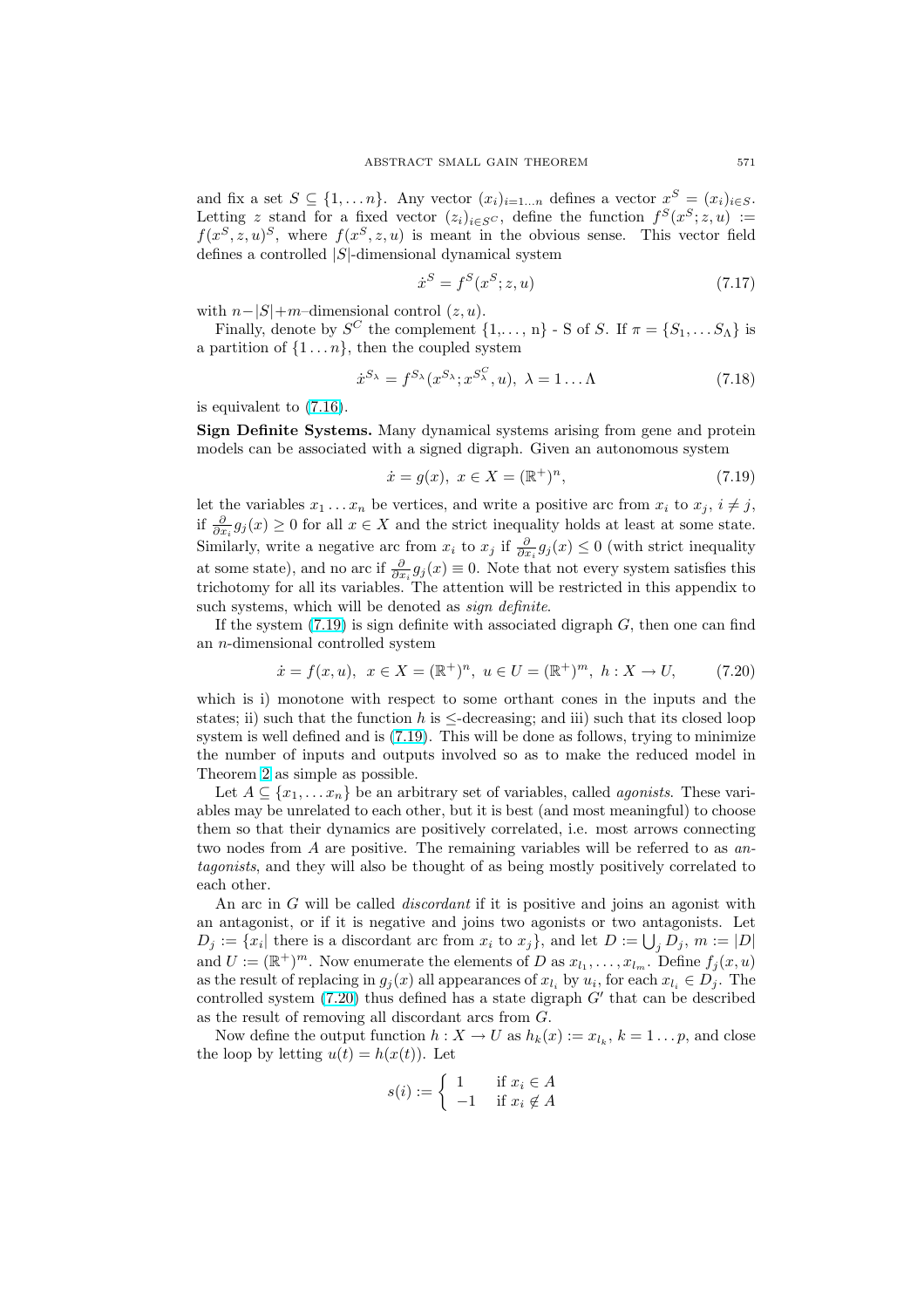and fix a set $S \subseteq \{1, \ldots n\}$. Any vector $(x_i)_{i=1\ldots n}$ defines a vector $x^S = (x_i)_{i \in S}$. Letting $z$ stand for a fixed vector $(z_i)_{i \in S^C}$, define the function $f^S(x^S; z, u) := f(x^S, z, u)^S$, where $f(x^S, z, u)$ is meant in the obvious sense. This vector field defines a controlled $|S|$-dimensional dynamical system

$$\dot{x}^S = f^S(x^S; z, u) \tag{7.17}$$

with $n-|S|+m$–dimensional control $(z, u)$.

Finally, denote by $S^C$ the complement $\{1, \ldots, n\}$ - S of $S$. If $\pi = \{S_1, \ldots S_\Lambda\}$ is a partition of $\{1 \ldots n\}$, then the coupled system

$$\dot{x}^{S_\lambda} = f^{S_\lambda}(x^{S_\lambda}; x^{S_\lambda^C}, u), \ \lambda = 1 \ldots \Lambda \tag{7.18}$$

is equivalent to (7.16).

**Sign Definite Systems.** Many dynamical systems arising from gene and protein models can be associated with a signed digraph. Given an autonomous system

$$\dot{x} = g(x), \ x \in X = (\mathbb{R}^+)^n, \tag{7.19}$$

let the variables $x_1 \ldots x_n$ be vertices, and write a positive arc from $x_i$ to $x_j$, $i \neq j$, if $\frac{\partial}{\partial x_i} g_j(x) \geq 0$ for all $x \in X$ and the strict inequality holds at least at some state. Similarly, write a negative arc from $x_i$ to $x_j$ if $\frac{\partial}{\partial x_i} g_j(x) \leq 0$ (with strict inequality at some state), and no arc if $\frac{\partial}{\partial x_i} g_j(x) \equiv 0$. Note that not every system satisfies this trichotomy for all its variables. The attention will be restricted in this appendix to such systems, which will be denoted as *sign definite*.

If the system (7.19) is sign definite with associated digraph $G$, then one can find an $n$-dimensional controlled system

$$\dot{x} = f(x, u), \ x \in X = (\mathbb{R}^+)^n, \ u \in U = (\mathbb{R}^+)^m, \ h : X \to U, \tag{7.20}$$

which is i) monotone with respect to some orthant cones in the inputs and the states; ii) such that the function $h$ is $\leq$-decreasing; and iii) such that its closed loop system is well defined and is (7.19). This will be done as follows, trying to minimize the number of inputs and outputs involved so as to make the reduced model in Theorem 2 as simple as possible.

Let $A \subseteq \{x_1, \ldots x_n\}$ be an arbitrary set of variables, called *agonists*. These variables may be unrelated to each other, but it is best (and most meaningful) to choose them so that their dynamics are positively correlated, i.e. most arrows connecting two nodes from $A$ are positive. The remaining variables will be referred to as *antagonists*, and they will also be thought of as being mostly positively correlated to each other.

An arc in $G$ will be called *discordant* if it is positive and joins an agonist with an antagonist, or if it is negative and joins two agonists or two antagonists. Let $D_j := \{x_i |$ there is a discordant arc from $x_i$ to $x_j\}$, and let $D := \bigcup_j D_j$, $m := |D|$ and $U := (\mathbb{R}^+)^m$. Now enumerate the elements of $D$ as $x_{l_1}, \ldots, x_{l_m}$. Define $f_j(x, u)$ as the result of replacing in $g_j(x)$ all appearances of $x_{l_i}$ by $u_i$, for each $x_{l_i} \in D_j$. The controlled system (7.20) thus defined has a state digraph $G'$ that can be described as the result of removing all discordant arcs from $G$.

Now define the output function $h : X \to U$ as $h_k(x) := x_{l_k}$, $k = 1 \ldots p$, and close the loop by letting $u(t) = h(x(t))$. Let

$$s(i) := \begin{cases} 1 & \text{if } x_i \in A \\ -1 & \text{if } x_i \notin A \end{cases}$$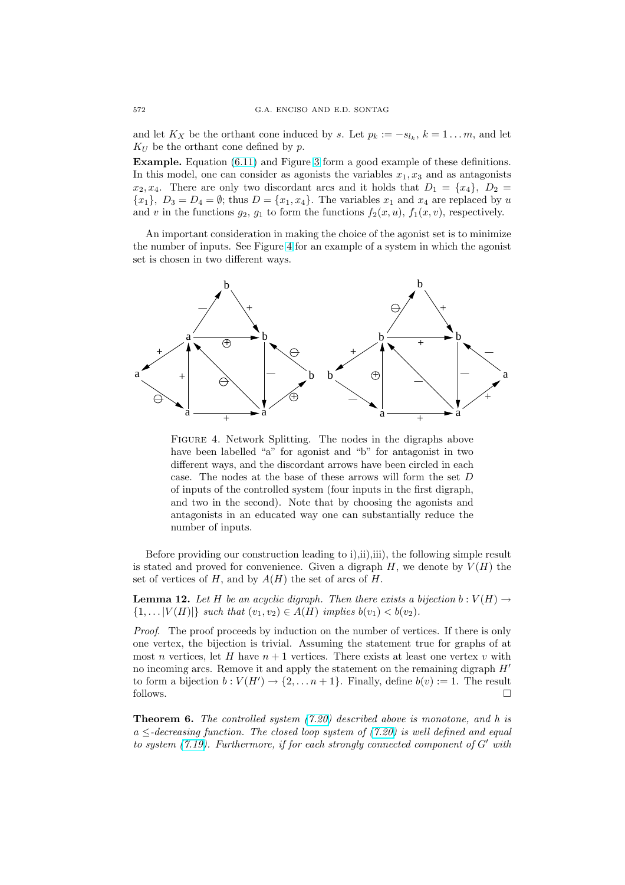and let $K_X$ be the orthant cone induced by $s$. Let $p_k := -s_{l_k}$, $k = 1 \ldots m$, and let $K_U$ be the orthant cone defined by $p$.

**Example.** Equation (6.11) and Figure 3 form a good example of these definitions. In this model, one can consider as agonists the variables $x_1, x_3$ and as antagonists $x_2, x_4$. There are only two discordant arcs and it holds that $D_1 = \{x_4\}$, $D_2 = \{x_1\}$, $D_3 = D_4 = \emptyset$; thus $D = \{x_1, x_4\}$. The variables $x_1$ and $x_4$ are replaced by $u$ and $v$ in the functions $g_2$, $g_1$ to form the functions $f_2(x, u)$, $f_1(x, v)$, respectively.

An important consideration in making the choice of the agonist set is to minimize the number of inputs. See Figure 4 for an example of a system in which the agonist set is chosen in two different ways.

FIGURE 4. Network Splitting. The nodes in the digraphs above have been labelled "a" for agonist and "b" for antagonist in two different ways, and the discordant arrows have been circled in each case. The nodes at the base of these arrows will form the set $D$ of inputs of the controlled system (four inputs in the first digraph, and two in the second). Note that by choosing the agonists and antagonists in an educated way one can substantially reduce the number of inputs.

Before providing our construction leading to i),ii),iii), the following simple result is stated and proved for convenience. Given a digraph $H$, we denote by $V(H)$ the set of vertices of $H$, and by $A(H)$ the set of arcs of $H$.

**Lemma 12.** *Let $H$ be an acyclic digraph. Then there exists a bijection $b : V(H) \to \{1, \ldots |V(H)|\}$ such that $(v_1, v_2) \in A(H)$ implies $b(v_1) < b(v_2)$.*

*Proof.* The proof proceeds by induction on the number of vertices. If there is only one vertex, the bijection is trivial. Assuming the statement true for graphs of at most $n$ vertices, let $H$ have $n + 1$ vertices. There exists at least one vertex $v$ with no incoming arcs. Remove it and apply the statement on the remaining digraph $H'$ to form a bijection $b : V(H') \to \{2, \ldots n + 1\}$. Finally, define $b(v) := 1$. The result follows. $\square$

**Theorem 6.** *The controlled system (7.20) described above is monotone, and $h$ is a $\leq$-decreasing function. The closed loop system of (7.20) is well defined and equal to system (7.19). Furthermore, if for each strongly connected component of $G'$ with*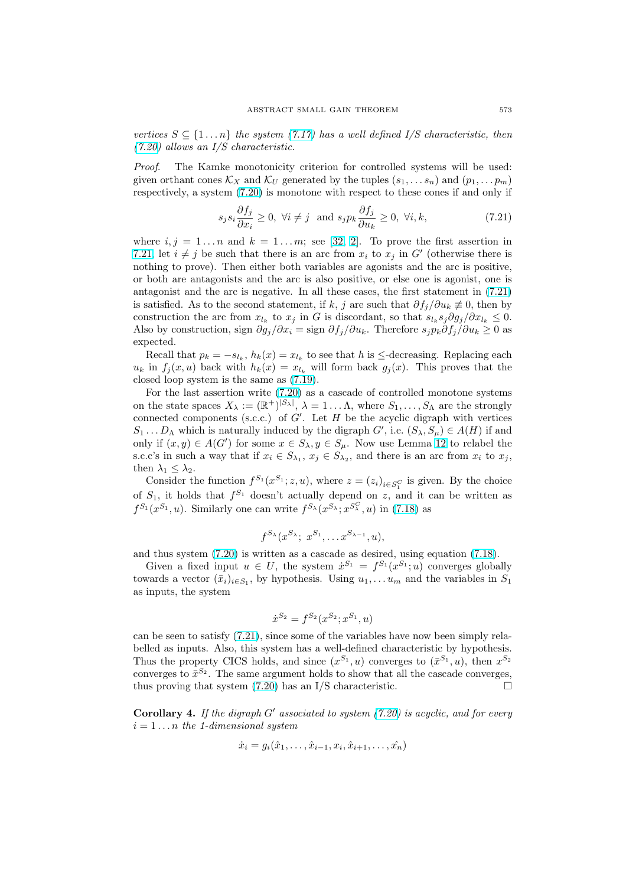*vertices $S \subseteq \{1 \dots n\}$ the system (7.17) has a well defined I/S characteristic, then (7.20) allows an I/S characteristic.*

*Proof.* The Kamke monotonicity criterion for controlled systems will be used: given orthant cones $\mathcal{K}_X$ and $\mathcal{K}_U$ generated by the tuples $(s_1, \dots s_n)$ and $(p_1, \dots p_m)$ respectively, a system (7.20) is monotone with respect to these cones if and only if

$$s_j s_i \frac{\partial f_j}{\partial x_i} \geq 0, \ \forall i \neq j \ \text{ and } s_j p_k \frac{\partial f_j}{\partial u_k} \geq 0, \ \forall i, k, \tag{7.21}$$

where $i, j = 1 \dots n$ and $k = 1 \dots m$; see [32, 2]. To prove the first assertion in 7.21, let $i \neq j$ be such that there is an arc from $x_i$ to $x_j$ in $G'$ (otherwise there is nothing to prove). Then either both variables are agonists and the arc is positive, or both are antagonists and the arc is also positive, or else one is agonist, one is antagonist and the arc is negative. In all these cases, the first statement in (7.21) is satisfied. As to the second statement, if $k, j$ are such that $\partial f_j / \partial u_k \not\equiv 0$, then by construction the arc from $x_{l_k}$ to $x_j$ in $G$ is discordant, so that $s_{l_k} s_j \partial g_j / \partial x_{l_k} \leq 0$. Also by construction, sign $\partial g_j / \partial x_i =$ sign $\partial f_j / \partial u_k$. Therefore $s_j p_k \partial f_j / \partial u_k \geq 0$ as expected.

Recall that $p_k = -s_{l_k}$, $h_k(x) = x_{l_k}$ to see that $h$ is $\leq$-decreasing. Replacing each $u_k$ in $f_j(x, u)$ back with $h_k(x) = x_{l_k}$ will form back $g_j(x)$. This proves that the closed loop system is the same as (7.19).

For the last assertion write (7.20) as a cascade of controlled monotone systems on the state spaces $X_\lambda := (\mathbb{R}^+)^{|S_\lambda|}$, $\lambda = 1 \dots \Lambda$, where $S_1, \dots, S_\Lambda$ are the strongly connected components (s.c.c.) of $G'$. Let $H$ be the acyclic digraph with vertices $S_1 \dots D_\Lambda$ which is naturally induced by the digraph $G'$, i.e. $(S_\lambda, S_\mu) \in A(H)$ if and only if $(x, y) \in A(G')$ for some $x \in S_\lambda, y \in S_\mu$. Now use Lemma 12 to relabel the s.c.c's in such a way that if $x_i \in S_{\lambda_1}$, $x_j \in S_{\lambda_2}$, and there is an arc from $x_i$ to $x_j$, then $\lambda_1 \leq \lambda_2$.

Consider the function $f^{S_1}(x^{S_1}; z, u)$, where $z = (z_i)_{i \in S_1^C}$ is given. By the choice of $S_1$, it holds that $f^{S_1}$ doesn't actually depend on $z$, and it can be written as $f^{S_1}(x^{S_1}, u)$. Similarly one can write $f^{S_\lambda}(x^{S_\lambda}; x^{S_\lambda^C}, u)$ in (7.18) as

$$f^{S_\lambda}(x^{S_\lambda};\ x^{S_1}, \dots x^{S_{\lambda-1}}, u),$$

and thus system (7.20) is written as a cascade as desired, using equation (7.18).

Given a fixed input $u \in U$, the system $\dot{x}^{S_1} = f^{S_1}(x^{S_1}; u)$ converges globally towards a vector $(\bar{x}_i)_{i \in S_1}$, by hypothesis. Using $u_1, \dots u_m$ and the variables in $S_1$ as inputs, the system

$$\dot{x}^{S_2} = f^{S_2}(x^{S_2}; x^{S_1}, u)$$

can be seen to satisfy (7.21), since some of the variables have now been simply relabelled as inputs. Also, this system has a well-defined characteristic by hypothesis. Thus the property CICS holds, and since $(x^{S_1}, u)$ converges to $(\bar{x}^{S_1}, u)$, then $x^{S_2}$ converges to $\bar{x}^{S_2}$. The same argument holds to show that all the cascade converges, thus proving that system (7.20) has an I/S characteristic. $\square$

**Corollary 4.** *If the digraph $G'$ associated to system (7.20) is acyclic, and for every $i = 1 \dots n$ the 1-dimensional system*

$$\dot{x}_i = g_i(\hat{x}_1, \dots, \hat{x}_{i-1}, x_i, \hat{x}_{i+1}, \dots, \hat{x_n})$$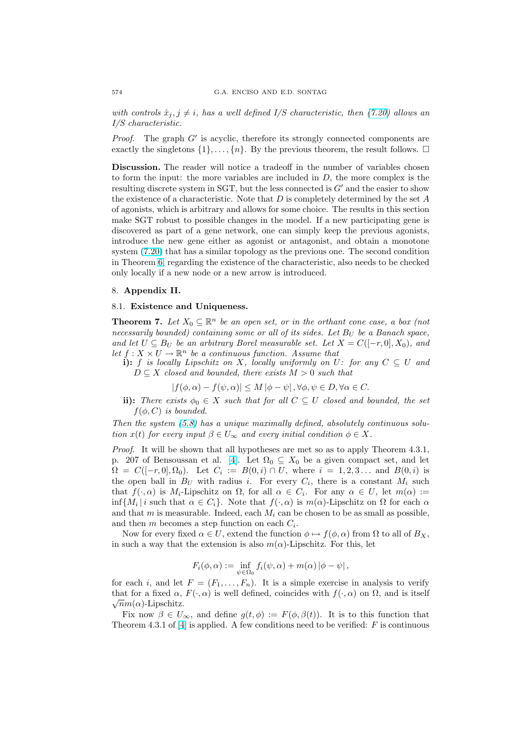*with controls $\hat{x}_j, j \neq i$, has a well defined I/S characteristic, then (7.20) allows an I/S characteristic.*

*Proof.* The graph $G'$ is acyclic, therefore its strongly connected components are exactly the singletons $\{1\}, \ldots, \{n\}$. By the previous theorem, the result follows. $\square$

**Discussion.** The reader will notice a tradeoff in the number of variables chosen to form the input: the more variables are included in $D$, the more complex is the resulting discrete system in SGT, but the less connected is $G'$ and the easier to show the existence of a characteristic. Note that $D$ is completely determined by the set $A$ of agonists, which is arbitrary and allows for some choice. The results in this section make SGT robust to possible changes in the model. If a new participating gene is discovered as part of a gene network, one can simply keep the previous agonists, introduce the new gene either as agonist or antagonist, and obtain a monotone system (7.20) that has a similar topology as the previous one. The second condition in Theorem 6, regarding the existence of the characteristic, also needs to be checked only locally if a new node or a new arrow is introduced.

## 8. Appendix II.

### 8.1. Existence and Uniqueness.

**Theorem 7.** *Let $X_0 \subseteq \mathbb{R}^n$ be an open set, or in the orthant cone case, a box (not necessarily bounded) containing some or all of its sides. Let $B_U$ be a Banach space, and let $U \subseteq B_U$ be an arbitrary Borel measurable set. Let $X = C([-r,0], X_0)$, and let $f : X \times U \to \mathbb{R}^n$ be a continuous function. Assume that*

- **i):** *$f$ is locally Lipschitz on $X$, locally uniformly on $U$: for any $C \subseteq U$ and $D \subseteq X$ closed and bounded, there exists $M > 0$ such that*

$$|f(\phi, \alpha) - f(\psi, \alpha)| \leq M\,|\phi - \psi|\,, \forall \phi, \psi \in D, \forall \alpha \in C.$$

- **ii):** *There exists $\phi_0 \in X$ such that for all $C \subseteq U$ closed and bounded, the set $f(\phi, C)$ is bounded.*

*Then the system (5.8) has a unique maximally defined, absolutely continuous solution $x(t)$ for every input $\beta \in U_\infty$ and every initial condition $\phi \in X$.*

*Proof.* It will be shown that all hypotheses are met so as to apply Theorem 4.3.1, p. 207 of Bensoussan et al. [4]. Let $\Omega_0 \subseteq X_0$ be a given compact set, and let $\Omega = C([-r,0], \Omega_0)$. Let $C_i := B(0,i) \cap U$, where $i = 1, 2, 3 \ldots$ and $B(0,i)$ is the open ball in $B_U$ with radius $i$. For every $C_i$, there is a constant $M_i$ such that $f(\cdot, \alpha)$ is $M_i$-Lipschitz on $\Omega$, for all $\alpha \in C_i$. For any $\alpha \in U$, let $m(\alpha) := \inf\{M_i \,|\, i \text{ such that } \alpha \in C_i\}$. Note that $f(\cdot, \alpha)$ is $m(\alpha)$-Lipschitz on $\Omega$ for each $\alpha$ and that $m$ is measurable. Indeed, each $M_i$ can be chosen to be as small as possible, and then $m$ becomes a step function on each $C_i$.

Now for every fixed $\alpha \in U$, extend the function $\phi \mapsto f(\phi, \alpha)$ from $\Omega$ to all of $B_X$, in such a way that the extension is also $m(\alpha)$-Lipschitz. For this, let

$$F_i(\phi, \alpha) := \inf_{\psi \in \Omega_0} f_i(\psi, \alpha) + m(\alpha)\,|\phi - \psi|\,,$$

for each $i$, and let $F = (F_1, \ldots, F_n)$. It is a simple exercise in analysis to verify that for a fixed $\alpha$, $F(\cdot, \alpha)$ is well defined, coincides with $f(\cdot, \alpha)$ on $\Omega$, and is itself $\sqrt{n}m(\alpha)$-Lipschitz.

Fix now $\beta \in U_\infty$, and define $g(t, \phi) := F(\phi, \beta(t))$. It is to this function that Theorem 4.3.1 of [4] is applied. A few conditions need to be verified: $F$ is continuous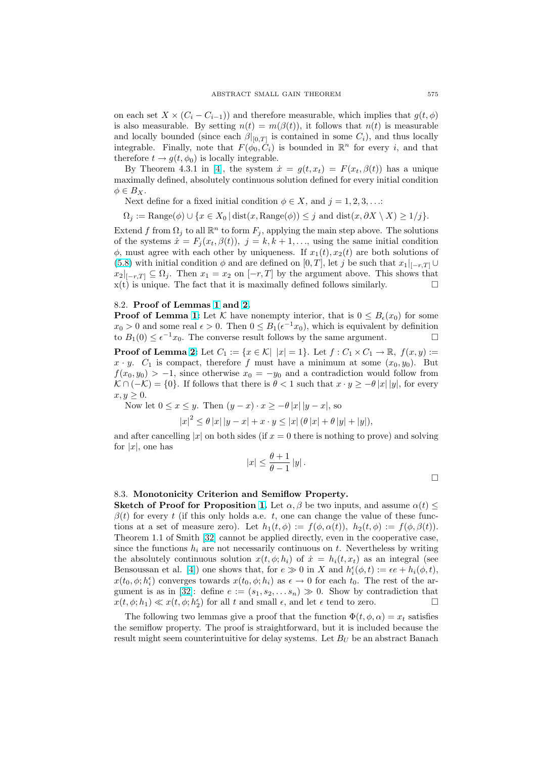on each set $X \times (C_i - C_{i-1})$) and therefore measurable, which implies that $g(t, \phi)$ is also measurable. By setting $n(t) = m(\beta(t))$, it follows that $n(t)$ is measurable and locally bounded (since each $\beta|_{[0,T]}$ is contained in some $C_i$), and thus locally integrable. Finally, note that $F(\phi_0, C_i)$ is bounded in $\mathbb{R}^n$ for every $i$, and that therefore $t \to g(t, \phi_0)$ is locally integrable.

By Theorem 4.3.1 in [4], the system $\dot{x} = g(t, x_t) = F(x_t, \beta(t))$ has a unique maximally defined, absolutely continuous solution defined for every initial condition $\phi \in B_X$.

Next define for a fixed initial condition $\phi \in X$, and $j = 1, 2, 3, \ldots$:

$$\Omega_j := \mathrm{Range}(\phi) \cup \{x \in X_0 \,|\, \mathrm{dist}(x, \mathrm{Range}(\phi)) \leq j \text{ and } \mathrm{dist}(x, \partial X \setminus X) \geq 1/j\}.$$

Extend $f$ from $\Omega_j$ to all $\mathbb{R}^n$ to form $F_j$, applying the main step above. The solutions of the systems $\dot{x} = F_j(x_t, \beta(t))$, $j = k, k+1, \ldots$, using the same initial condition $\phi$, must agree with each other by uniqueness. If $x_1(t), x_2(t)$ are both solutions of (5.8) with initial condition $\phi$ and are defined on $[0, T]$, let $j$ be such that $x_1|_{[-r,T]} \cup x_2|_{[-r,T]} \subseteq \Omega_j$. Then $x_1 = x_2$ on $[-r, T]$ by the argument above. This shows that x(t) is unique. The fact that it is maximally defined follows similarly. $\square$

### 8.2. Proof of Lemmas 1 and 2.

**Proof of Lemma 1**: Let $\mathcal{K}$ have nonempty interior, that is $0 \leq B_\epsilon(x_0)$ for some $x_0 > 0$ and some real $\epsilon > 0$. Then $0 \leq B_1(\epsilon^{-1}x_0)$, which is equivalent by definition to $B_1(0) \leq \epsilon^{-1}x_0$. The converse result follows by the same argument. $\square$

**Proof of Lemma 2**: Let $C_1 := \{x \in \mathcal{K} |\ |x| = 1\}$. Let $f : C_1 \times C_1 \to \mathbb{R}$, $f(x, y) := x \cdot y$. $C_1$ is compact, therefore $f$ must have a minimum at some $(x_0, y_0)$. But $f(x_0, y_0) > -1$, since otherwise $x_0 = -y_0$ and a contradiction would follow from $\mathcal{K} \cap (-\mathcal{K}) = \{0\}$. If follows that there is $\theta < 1$ such that $x \cdot y \geq -\theta\, |x|\, |y|$, for every $x, y \geq 0$.

Now let $0 \leq x \leq y$. Then $(y - x) \cdot x \geq -\theta\, |x|\, |y - x|$, so

$$|x|^2 \leq \theta\, |x|\, |y - x| + x \cdot y \leq |x|\, (\theta\, |x| + \theta\, |y| + |y|),$$

and after cancelling $|x|$ on both sides (if $x = 0$ there is nothing to prove) and solving for $|x|$, one has

$$|x| \leq \frac{\theta + 1}{\theta - 1}\, |y| \,.$$

$\square$

### 8.3. Monotonicity Criterion and Semiflow Property.

**Sketch of Proof for Proposition 1**. Let $\alpha, \beta$ be two inputs, and assume $\alpha(t) \leq \beta(t)$ for every $t$ (if this only holds a.e. $t$, one can change the value of these functions at a set of measure zero). Let $h_1(t, \phi) := f(\phi, \alpha(t))$, $h_2(t, \phi) := f(\phi, \beta(t))$. Theorem 1.1 of Smith [32] cannot be applied directly, even in the cooperative case, since the functions $h_i$ are not necessarily continuous on $t$. Nevertheless by writing the absolutely continuous solution $x(t, \phi; h_i)$ of $\dot{x} = h_i(t, x_t)$ as an integral (see Bensoussan et al. [4]) one shows that, for $e \gg 0$ in $X$ and $h_i^\epsilon(\phi, t) := \epsilon e + h_i(\phi, t)$, $x(t_0, \phi; h_i^\epsilon)$ converges towards $x(t_0, \phi; h_i)$ as $\epsilon \to 0$ for each $t_0$. The rest of the argument is as in [32]: define $e := (s_1, s_2, \ldots s_n) \gg 0$. Show by contradiction that $x(t, \phi; h_1) \ll x(t, \phi; h_2^\epsilon)$ for all $t$ and small $\epsilon$, and let $\epsilon$ tend to zero. $\square$

The following two lemmas give a proof that the function $\Phi(t, \phi, \alpha) = x_t$ satisfies the semiflow property. The proof is straightforward, but it is included because the result might seem counterintuitive for delay systems. Let $B_U$ be an abstract Banach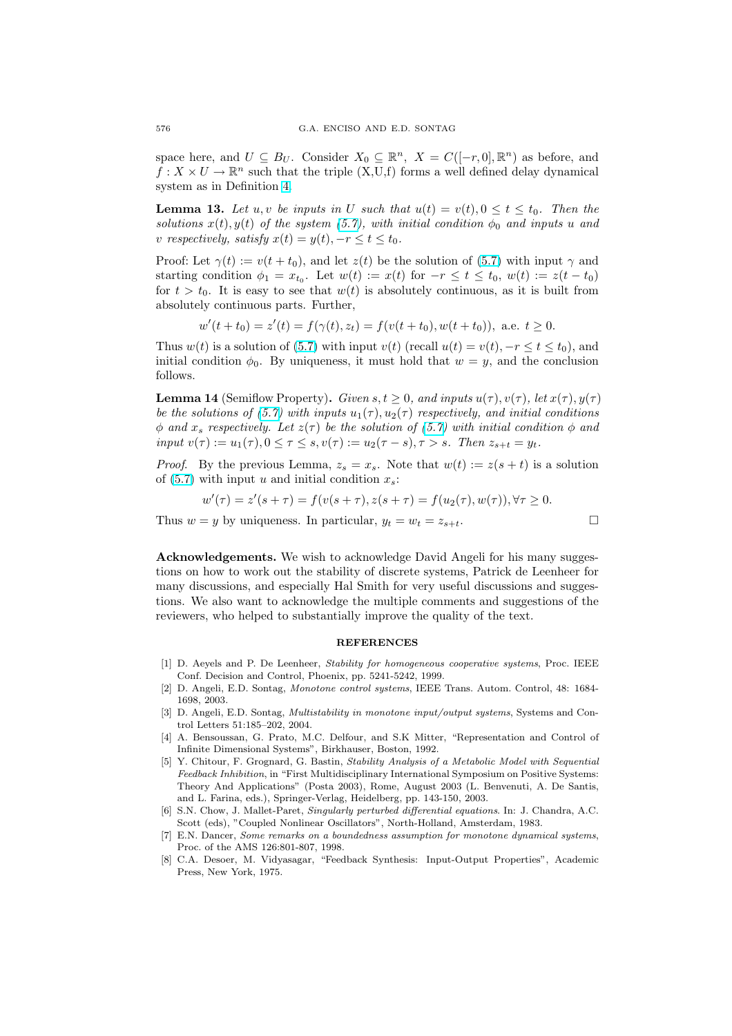space here, and $U \subseteq B_U$. Consider $X_0 \subseteq \mathbb{R}^n$, $X = C([-r,0],\mathbb{R}^n)$ as before, and $f : X \times U \to \mathbb{R}^n$ such that the triple (X,U,f) forms a well defined delay dynamical system as in Definition 4.

**Lemma 13.** *Let $u, v$ be inputs in $U$ such that $u(t) = v(t), 0 \le t \le t_0$. Then the solutions $x(t), y(t)$ of the system (5.7), with initial condition $\phi_0$ and inputs $u$ and $v$ respectively, satisfy $x(t) = y(t), -r \le t \le t_0$.*

Proof: Let $\gamma(t) := v(t + t_0)$, and let $z(t)$ be the solution of (5.7) with input $\gamma$ and starting condition $\phi_1 = x_{t_0}$. Let $w(t) := x(t)$ for $-r \le t \le t_0$, $w(t) := z(t - t_0)$ for $t > t_0$. It is easy to see that $w(t)$ is absolutely continuous, as it is built from absolutely continuous parts. Further,

$$w'(t + t_0) = z'(t) = f(\gamma(t), z_t) = f(v(t + t_0), w(t + t_0)), \text{ a.e. } t \ge 0.$$

Thus $w(t)$ is a solution of (5.7) with input $v(t)$ (recall $u(t) = v(t), -r \le t \le t_0$), and initial condition $\phi_0$. By uniqueness, it must hold that $w = y$, and the conclusion follows.

**Lemma 14** (Semiflow Property)**.** *Given $s, t \ge 0$, and inputs $u(\tau), v(\tau)$, let $x(\tau), y(\tau)$ be the solutions of (5.7) with inputs $u_1(\tau), u_2(\tau)$ respectively, and initial conditions $\phi$ and $x_s$ respectively. Let $z(\tau)$ be the solution of (5.7) with initial condition $\phi$ and input $v(\tau) := u_1(\tau), 0 \le \tau \le s, v(\tau) := u_2(\tau - s), \tau > s$. Then $z_{s+t} = y_t$.*

*Proof.* By the previous Lemma, $z_s = x_s$. Note that $w(t) := z(s + t)$ is a solution of (5.7) with input $u$ and initial condition $x_s$:

$$w'(\tau) = z'(s + \tau) = f(v(s + \tau), z(s + \tau) = f(u_2(\tau), w(\tau)), \forall \tau \ge 0.$$

Thus $w = y$ by uniqueness. In particular, $y_t = w_t = z_{s+t}$. □

**Acknowledgements.** We wish to acknowledge David Angeli for his many suggestions on how to work out the stability of discrete systems, Patrick de Leenheer for many discussions, and especially Hal Smith for very useful discussions and suggestions. We also want to acknowledge the multiple comments and suggestions of the reviewers, who helped to substantially improve the quality of the text.

## REFERENCES

[1] D. Aeyels and P. De Leenheer, *Stability for homogeneous cooperative systems*, Proc. IEEE Conf. Decision and Control, Phoenix, pp. 5241-5242, 1999.

[2] D. Angeli, E.D. Sontag, *Monotone control systems*, IEEE Trans. Autom. Control, 48: 1684-1698, 2003.

[3] D. Angeli, E.D. Sontag, *Multistability in monotone input/output systems*, Systems and Control Letters 51:185–202, 2004.

[4] A. Bensoussan, G. Prato, M.C. Delfour, and S.K Mitter, "Representation and Control of Infinite Dimensional Systems", Birkhauser, Boston, 1992.

[5] Y. Chitour, F. Grognard, G. Bastin, *Stability Analysis of a Metabolic Model with Sequential Feedback Inhibition*, in "First Multidisciplinary International Symposium on Positive Systems: Theory And Applications" (Posta 2003), Rome, August 2003 (L. Benvenuti, A. De Santis, and L. Farina, eds.), Springer-Verlag, Heidelberg, pp. 143-150, 2003.

[6] S.N. Chow, J. Mallet-Paret, *Singularly perturbed differential equations*. In: J. Chandra, A.C. Scott (eds), "Coupled Nonlinear Oscillators", North-Holland, Amsterdam, 1983.

[7] E.N. Dancer, *Some remarks on a boundedness assumption for monotone dynamical systems*, Proc. of the AMS 126:801-807, 1998.

[8] C.A. Desoer, M. Vidyasagar, "Feedback Synthesis: Input-Output Properties", Academic Press, New York, 1975.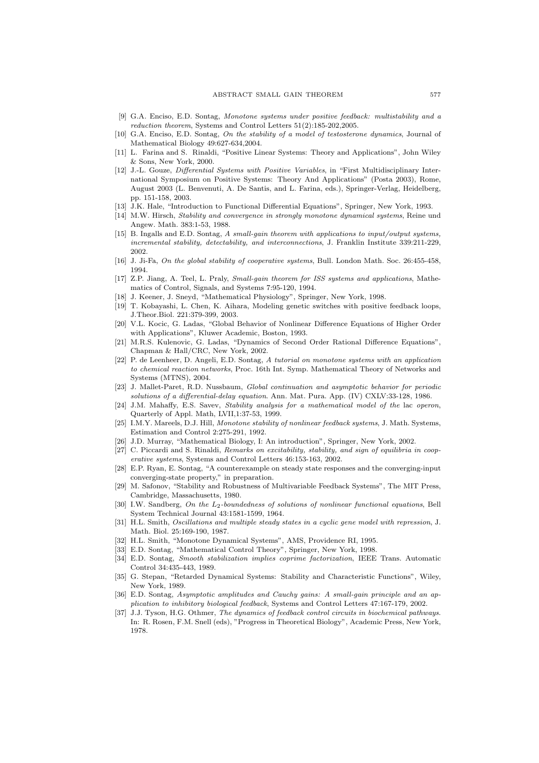- [9] G.A. Enciso, E.D. Sontag, *Monotone systems under positive feedback: multistability and a reduction theorem*, Systems and Control Letters 51(2):185-202,2005.
- [10] G.A. Enciso, E.D. Sontag, *On the stability of a model of testosterone dynamics*, Journal of Mathematical Biology 49:627-634,2004.
- [11] L. Farina and S. Rinaldi, "Positive Linear Systems: Theory and Applications", John Wiley & Sons, New York, 2000.
- [12] J.-L. Gouze, *Differential Systems with Positive Variables*, in "First Multidisciplinary International Symposium on Positive Systems: Theory And Applications" (Posta 2003), Rome, August 2003 (L. Benvenuti, A. De Santis, and L. Farina, eds.), Springer-Verlag, Heidelberg, pp. 151-158, 2003.
- [13] J.K. Hale, "Introduction to Functional Differential Equations", Springer, New York, 1993.
- [14] M.W. Hirsch, *Stability and convergence in strongly monotone dynamical systems*, Reine und Angew. Math. 383:1-53, 1988.
- [15] B. Ingalls and E.D. Sontag, *A small-gain theorem with applications to input/output systems, incremental stability, detectability, and interconnections*, J. Franklin Institute 339:211-229, 2002.
- [16] J. Ji-Fa, *On the global stability of cooperative systems*, Bull. London Math. Soc. 26:455-458, 1994.
- [17] Z.P. Jiang, A. Teel, L. Praly, *Small-gain theorem for ISS systems and applications*, Mathematics of Control, Signals, and Systems 7:95-120, 1994.
- [18] J. Keener, J. Sneyd, "Mathematical Physiology", Springer, New York, 1998.
- [19] T. Kobayashi, L. Chen, K. Aihara, Modeling genetic switches with positive feedback loops, J.Theor.Biol. 221:379-399, 2003.
- [20] V.L. Kocic, G. Ladas, "Global Behavior of Nonlinear Difference Equations of Higher Order with Applications", Kluwer Academic, Boston, 1993.
- [21] M.R.S. Kulenovic, G. Ladas, "Dynamics of Second Order Rational Difference Equations", Chapman & Hall/CRC, New York, 2002.
- [22] P. de Leenheer, D. Angeli, E.D. Sontag, *A tutorial on monotone systems with an application to chemical reaction networks*, Proc. 16th Int. Symp. Mathematical Theory of Networks and Systems (MTNS), 2004.
- [23] J. Mallet-Paret, R.D. Nussbaum, *Global continuation and asymptotic behavior for periodic solutions of a differential-delay equation*. Ann. Mat. Pura. App. (IV) CXLV:33-128, 1986.
- [24] J.M. Mahaffy, E.S. Savev, *Stability analysis for a mathematical model of the* lac *operon*, Quarterly of Appl. Math, LVII,1:37-53, 1999.
- [25] I.M.Y. Mareels, D.J. Hill, *Monotone stability of nonlinear feedback systems*, J. Math. Systems, Estimation and Control 2:275-291, 1992.
- [26] J.D. Murray, "Mathematical Biology, I: An introduction", Springer, New York, 2002.
- [27] C. Piccardi and S. Rinaldi, *Remarks on excitability, stability, and sign of equilibria in cooperative systems*, Systems and Control Letters 46:153-163, 2002.
- [28] E.P. Ryan, E. Sontag, "A counterexample on steady state responses and the converging-input converging-state property," in preparation.
- [29] M. Safonov, "Stability and Robustness of Multivariable Feedback Systems", The MIT Press, Cambridge, Massachusetts, 1980.
- [30] I.W. Sandberg, *On the $L_2$-boundedness of solutions of nonlinear functional equations*, Bell System Technical Journal 43:1581-1599, 1964.
- [31] H.L. Smith, *Oscillations and multiple steady states in a cyclic gene model with repression*, J. Math. Biol. 25:169-190, 1987.
- [32] H.L. Smith, "Monotone Dynamical Systems", AMS, Providence RI, 1995.
- [33] E.D. Sontag, "Mathematical Control Theory", Springer, New York, 1998.
- [34] E.D. Sontag, *Smooth stabilization implies coprime factorization*, IEEE Trans. Automatic Control 34:435-443, 1989.
- [35] G. Stepan, "Retarded Dynamical Systems: Stability and Characteristic Functions", Wiley, New York, 1989.
- [36] E.D. Sontag, *Asymptotic amplitudes and Cauchy gains: A small-gain principle and an application to inhibitory biological feedback*, Systems and Control Letters 47:167-179, 2002.
- [37] J.J. Tyson, H.G. Othmer, *The dynamics of feedback control circuits in biochemical pathways*. In: R. Rosen, F.M. Snell (eds), "Progress in Theoretical Biology", Academic Press, New York, 1978.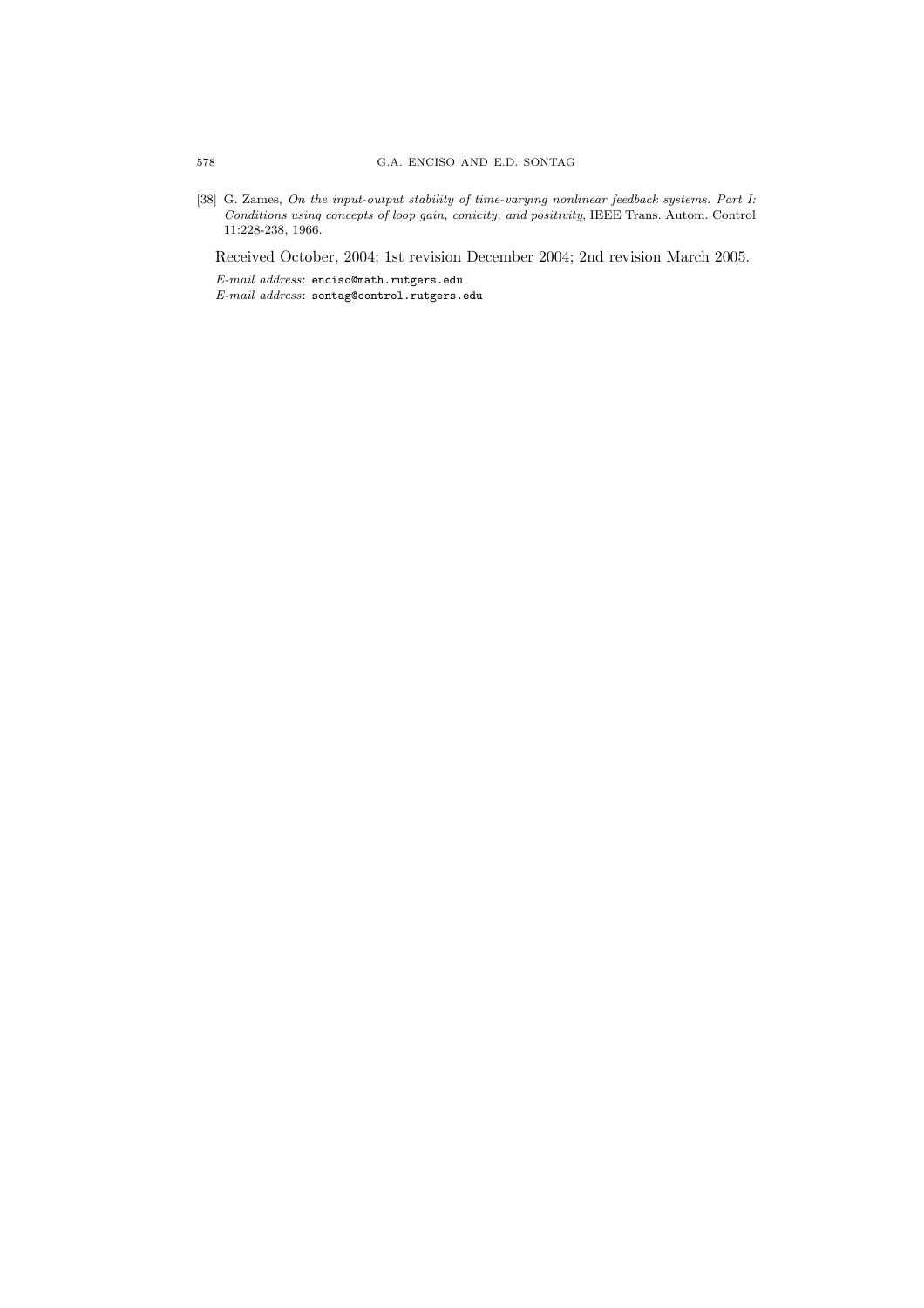[38] G. Zames, *On the input-output stability of time-varying nonlinear feedback systems. Part I: Conditions using concepts of loop gain, conicity, and positivity*, IEEE Trans. Autom. Control 11:228-238, 1966.

Received October, 2004; 1st revision December 2004; 2nd revision March 2005.

*E-mail address*: `enciso@math.rutgers.edu`
*E-mail address*: `sontag@control.rutgers.edu`